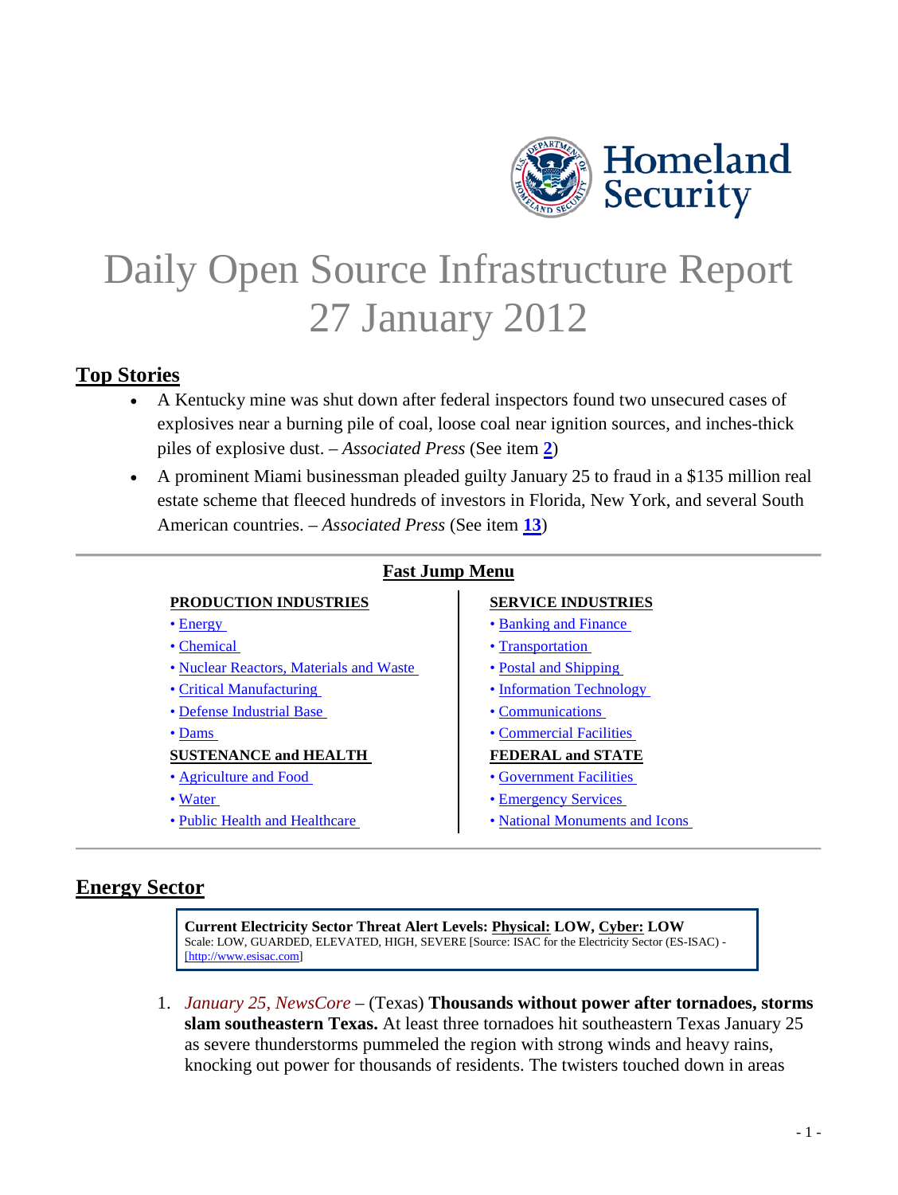Homeland Security

# Daily Open Source Infrastructure Report 27 January 2012

## Top Stories

- A Kentucky mine was shut down after federal inspectors found two unsecured cases of explosives near a burning pile of coal, loose coal near ignition sources, and inches-thick piles of explosive dust. – *Associated Press* (See item **2**)
- A prominent Miami businessman pleaded guilty January 25 to fraud in a $135 million real estate scheme that fleeced hundreds of investors in Florida, New York, and several South American countries. – *Associated Press* (See item **13**)

### Fast Jump Menu

| PRODUCTION INDUSTRIES | SERVICE INDUSTRIES |
|---|---|
| • Energy | • Banking and Finance |
| • Chemical | • Transportation |
| • Nuclear Reactors, Materials and Waste | • Postal and Shipping |
| • Critical Manufacturing | • Information Technology |
| • Defense Industrial Base | • Communications |
| • Dams | • Commercial Facilities |
| **SUSTENANCE and HEALTH** | **FEDERAL and STATE** |
| • Agriculture and Food | • Government Facilities |
| • Water | • Emergency Services |
| • Public Health and Healthcare | • National Monuments and Icons |

## Energy Sector

**Current Electricity Sector Threat Alert Levels: Physical: LOW, Cyber: LOW**
Scale: LOW, GUARDED, ELEVATED, HIGH, SEVERE [Source: ISAC for the Electricity Sector (ES-ISAC) - [http://www.esisac.com]

1. *January 25, NewsCore* – (Texas) **Thousands without power after tornadoes, storms slam southeastern Texas.** At least three tornadoes hit southeastern Texas January 25 as severe thunderstorms pummeled the region with strong winds and heavy rains, knocking out power for thousands of residents. The twisters touched down in areas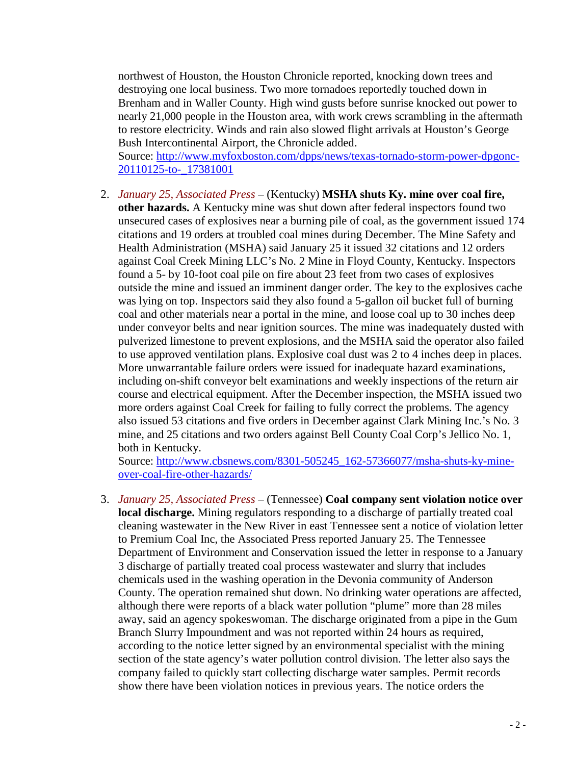northwest of Houston, the Houston Chronicle reported, knocking down trees and destroying one local business. Two more tornadoes reportedly touched down in Brenham and in Waller County. High wind gusts before sunrise knocked out power to nearly 21,000 people in the Houston area, with work crews scrambling in the aftermath to restore electricity. Winds and rain also slowed flight arrivals at Houston's George Bush Intercontinental Airport, the Chronicle added.
Source: http://www.myfoxboston.com/dpps/news/texas-tornado-storm-power-dpgonc-20110125-to-_17381001

2. *January 25, Associated Press* – (Kentucky) **MSHA shuts Ky. mine over coal fire, other hazards.** A Kentucky mine was shut down after federal inspectors found two unsecured cases of explosives near a burning pile of coal, as the government issued 174 citations and 19 orders at troubled coal mines during December. The Mine Safety and Health Administration (MSHA) said January 25 it issued 32 citations and 12 orders against Coal Creek Mining LLC's No. 2 Mine in Floyd County, Kentucky. Inspectors found a 5- by 10-foot coal pile on fire about 23 feet from two cases of explosives outside the mine and issued an imminent danger order. The key to the explosives cache was lying on top. Inspectors said they also found a 5-gallon oil bucket full of burning coal and other materials near a portal in the mine, and loose coal up to 30 inches deep under conveyor belts and near ignition sources. The mine was inadequately dusted with pulverized limestone to prevent explosions, and the MSHA said the operator also failed to use approved ventilation plans. Explosive coal dust was 2 to 4 inches deep in places. More unwarrantable failure orders were issued for inadequate hazard examinations, including on-shift conveyor belt examinations and weekly inspections of the return air course and electrical equipment. After the December inspection, the MSHA issued two more orders against Coal Creek for failing to fully correct the problems. The agency also issued 53 citations and five orders in December against Clark Mining Inc.'s No. 3 mine, and 25 citations and two orders against Bell County Coal Corp's Jellico No. 1, both in Kentucky.
Source: http://www.cbsnews.com/8301-505245_162-57366077/msha-shuts-ky-mine-over-coal-fire-other-hazards/

3. *January 25, Associated Press* – (Tennessee) **Coal company sent violation notice over local discharge.** Mining regulators responding to a discharge of partially treated coal cleaning wastewater in the New River in east Tennessee sent a notice of violation letter to Premium Coal Inc, the Associated Press reported January 25. The Tennessee Department of Environment and Conservation issued the letter in response to a January 3 discharge of partially treated coal process wastewater and slurry that includes chemicals used in the washing operation in the Devonia community of Anderson County. The operation remained shut down. No drinking water operations are affected, although there were reports of a black water pollution "plume" more than 28 miles away, said an agency spokeswoman. The discharge originated from a pipe in the Gum Branch Slurry Impoundment and was not reported within 24 hours as required, according to the notice letter signed by an environmental specialist with the mining section of the state agency's water pollution control division. The letter also says the company failed to quickly start collecting discharge water samples. Permit records show there have been violation notices in previous years. The notice orders the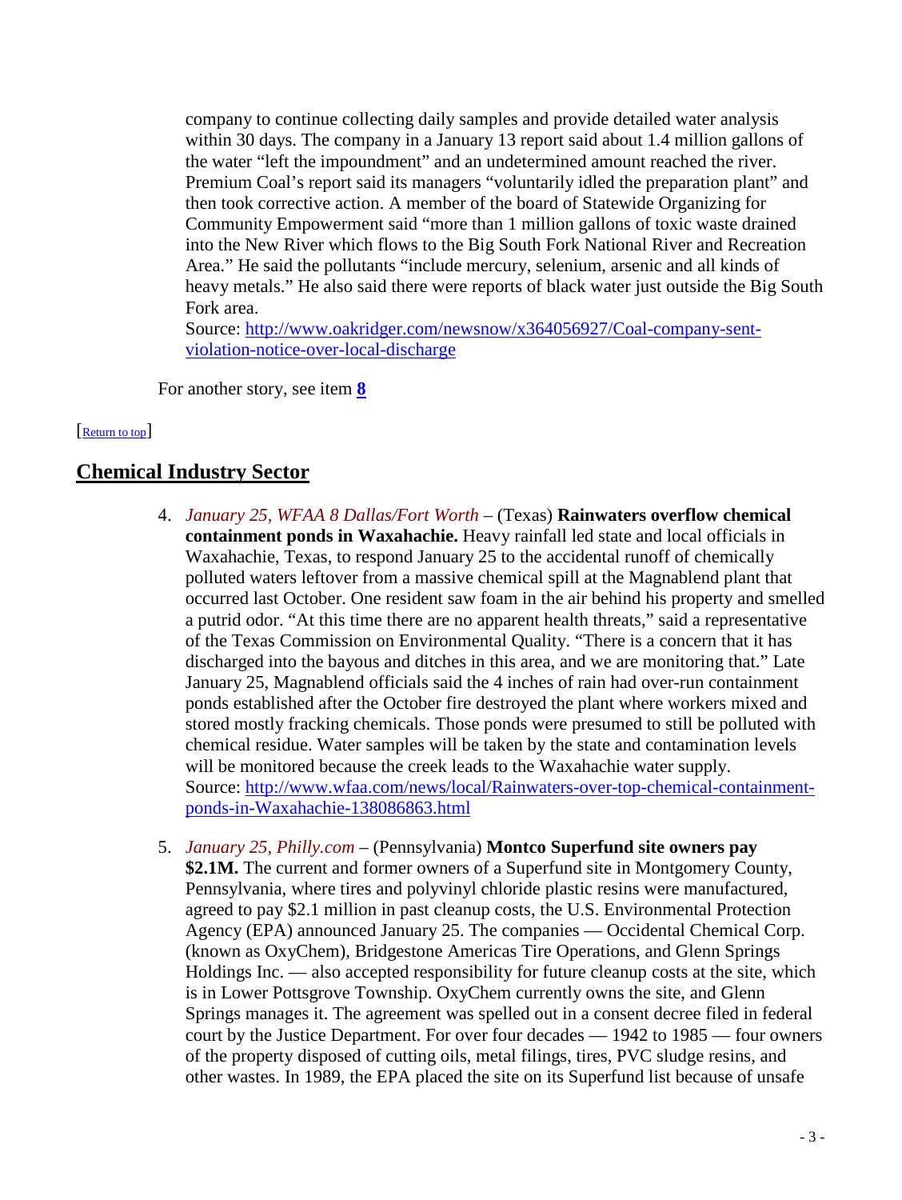company to continue collecting daily samples and provide detailed water analysis within 30 days. The company in a January 13 report said about 1.4 million gallons of the water "left the impoundment" and an undetermined amount reached the river. Premium Coal's report said its managers "voluntarily idled the preparation plant" and then took corrective action. A member of the board of Statewide Organizing for Community Empowerment said "more than 1 million gallons of toxic waste drained into the New River which flows to the Big South Fork National River and Recreation Area." He said the pollutants "include mercury, selenium, arsenic and all kinds of heavy metals." He also said there were reports of black water just outside the Big South Fork area.
Source: http://www.oakridger.com/newsnow/x364056927/Coal-company-sent-violation-notice-over-local-discharge

For another story, see item **8**

[Return to top]

## Chemical Industry Sector

4. *January 25, WFAA 8 Dallas/Fort Worth* – (Texas) **Rainwaters overflow chemical containment ponds in Waxahachie.** Heavy rainfall led state and local officials in Waxahachie, Texas, to respond January 25 to the accidental runoff of chemically polluted waters leftover from a massive chemical spill at the Magnablend plant that occurred last October. One resident saw foam in the air behind his property and smelled a putrid odor. "At this time there are no apparent health threats," said a representative of the Texas Commission on Environmental Quality. "There is a concern that it has discharged into the bayous and ditches in this area, and we are monitoring that." Late January 25, Magnablend officials said the 4 inches of rain had over-run containment ponds established after the October fire destroyed the plant where workers mixed and stored mostly fracking chemicals. Those ponds were presumed to still be polluted with chemical residue. Water samples will be taken by the state and contamination levels will be monitored because the creek leads to the Waxahachie water supply.
Source: http://www.wfaa.com/news/local/Rainwaters-over-top-chemical-containment-ponds-in-Waxahachie-138086863.html

5. *January 25, Philly.com* – (Pennsylvania) **Montco Superfund site owners pay $2.1M.** The current and former owners of a Superfund site in Montgomery County, Pennsylvania, where tires and polyvinyl chloride plastic resins were manufactured, agreed to pay $2.1 million in past cleanup costs, the U.S. Environmental Protection Agency (EPA) announced January 25. The companies — Occidental Chemical Corp. (known as OxyChem), Bridgestone Americas Tire Operations, and Glenn Springs Holdings Inc. — also accepted responsibility for future cleanup costs at the site, which is in Lower Pottsgrove Township. OxyChem currently owns the site, and Glenn Springs manages it. The agreement was spelled out in a consent decree filed in federal court by the Justice Department. For over four decades — 1942 to 1985 — four owners of the property disposed of cutting oils, metal filings, tires, PVC sludge resins, and other wastes. In 1989, the EPA placed the site on its Superfund list because of unsafe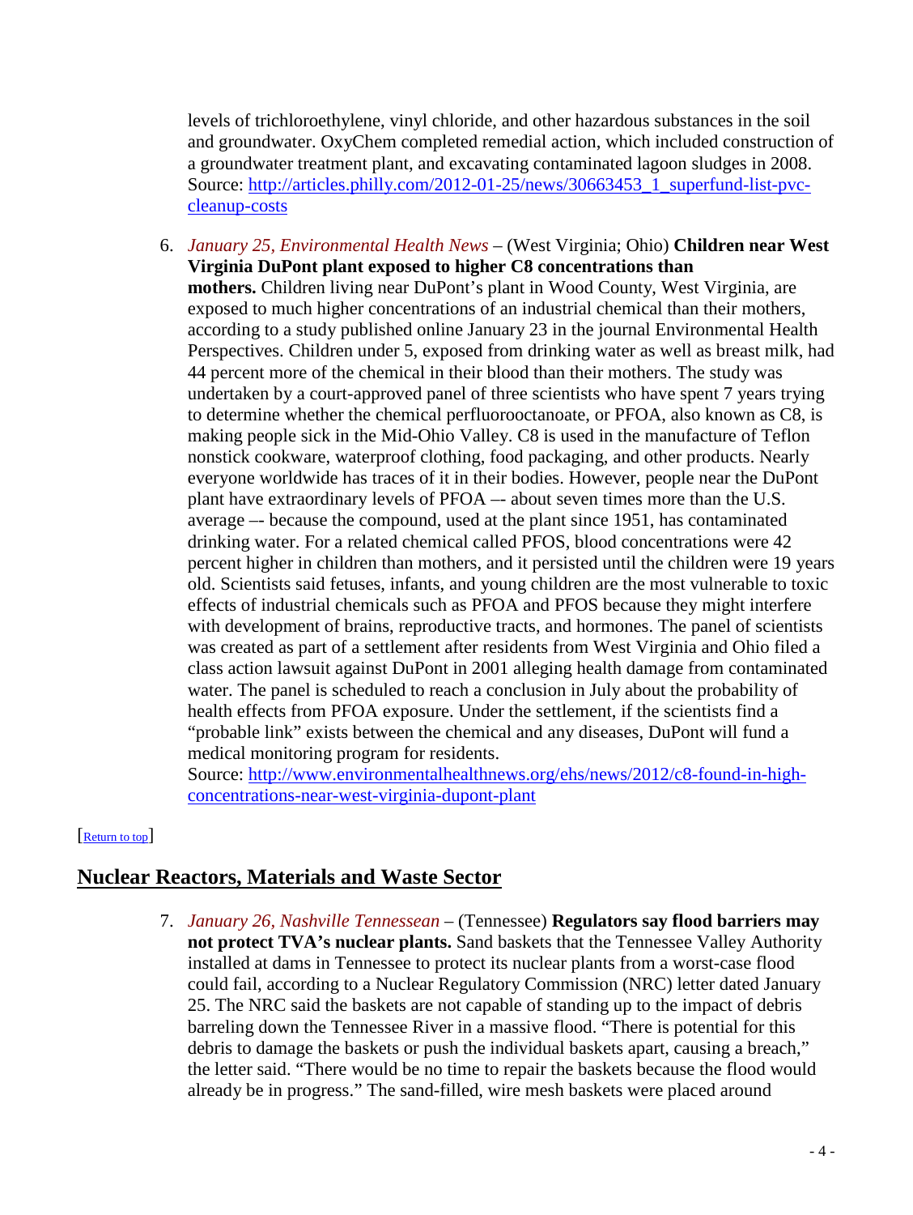levels of trichloroethylene, vinyl chloride, and other hazardous substances in the soil and groundwater. OxyChem completed remedial action, which included construction of a groundwater treatment plant, and excavating contaminated lagoon sludges in 2008. Source: [http://articles.philly.com/2012-01-25/news/30663453_1_superfund-list-pvc-cleanup-costs](http://articles.philly.com/2012-01-25/news/30663453_1_superfund-list-pvc-cleanup-costs)

6. *January 25, Environmental Health News* – (West Virginia; Ohio) **Children near West Virginia DuPont plant exposed to higher C8 concentrations than mothers.** Children living near DuPont's plant in Wood County, West Virginia, are exposed to much higher concentrations of an industrial chemical than their mothers, according to a study published online January 23 in the journal Environmental Health Perspectives. Children under 5, exposed from drinking water as well as breast milk, had 44 percent more of the chemical in their blood than their mothers. The study was undertaken by a court-approved panel of three scientists who have spent 7 years trying to determine whether the chemical perfluorooctanoate, or PFOA, also known as C8, is making people sick in the Mid-Ohio Valley. C8 is used in the manufacture of Teflon nonstick cookware, waterproof clothing, food packaging, and other products. Nearly everyone worldwide has traces of it in their bodies. However, people near the DuPont plant have extraordinary levels of PFOA –- about seven times more than the U.S. average –- because the compound, used at the plant since 1951, has contaminated drinking water. For a related chemical called PFOS, blood concentrations were 42 percent higher in children than mothers, and it persisted until the children were 19 years old. Scientists said fetuses, infants, and young children are the most vulnerable to toxic effects of industrial chemicals such as PFOA and PFOS because they might interfere with development of brains, reproductive tracts, and hormones. The panel of scientists was created as part of a settlement after residents from West Virginia and Ohio filed a class action lawsuit against DuPont in 2001 alleging health damage from contaminated water. The panel is scheduled to reach a conclusion in July about the probability of health effects from PFOA exposure. Under the settlement, if the scientists find a "probable link" exists between the chemical and any diseases, DuPont will fund a medical monitoring program for residents.
Source: [http://www.environmentalhealthnews.org/ehs/news/2012/c8-found-in-high-concentrations-near-west-virginia-dupont-plant](http://www.environmentalhealthnews.org/ehs/news/2012/c8-found-in-high-concentrations-near-west-virginia-dupont-plant)

[Return to top]

## Nuclear Reactors, Materials and Waste Sector

7. *January 26, Nashville Tennessean* – (Tennessee) **Regulators say flood barriers may not protect TVA's nuclear plants.** Sand baskets that the Tennessee Valley Authority installed at dams in Tennessee to protect its nuclear plants from a worst-case flood could fail, according to a Nuclear Regulatory Commission (NRC) letter dated January 25. The NRC said the baskets are not capable of standing up to the impact of debris barreling down the Tennessee River in a massive flood. "There is potential for this debris to damage the baskets or push the individual baskets apart, causing a breach," the letter said. "There would be no time to repair the baskets because the flood would already be in progress." The sand-filled, wire mesh baskets were placed around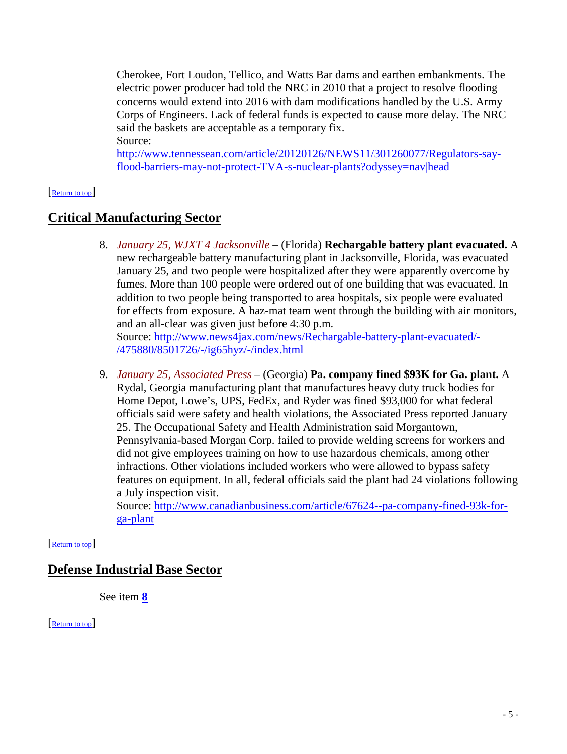Cherokee, Fort Loudon, Tellico, and Watts Bar dams and earthen embankments. The electric power producer had told the NRC in 2010 that a project to resolve flooding concerns would extend into 2016 with dam modifications handled by the U.S. Army Corps of Engineers. Lack of federal funds is expected to cause more delay. The NRC said the baskets are acceptable as a temporary fix.
Source:
http://www.tennessean.com/article/20120126/NEWS11/301260077/Regulators-say-flood-barriers-may-not-protect-TVA-s-nuclear-plants?odyssey=nav|head

[Return to top]

## Critical Manufacturing Sector

8. *January 25, WJXT 4 Jacksonville* – (Florida) **Rechargable battery plant evacuated.** A new rechargeable battery manufacturing plant in Jacksonville, Florida, was evacuated January 25, and two people were hospitalized after they were apparently overcome by fumes. More than 100 people were ordered out of one building that was evacuated. In addition to two people being transported to area hospitals, six people were evaluated for effects from exposure. A haz-mat team went through the building with air monitors, and an all-clear was given just before 4:30 p.m.
Source: http://www.news4jax.com/news/Rechargable-battery-plant-evacuated/-/475880/8501726/-/ig65hyz/-/index.html

9. *January 25, Associated Press* – (Georgia) **Pa. company fined $93K for Ga. plant.** A Rydal, Georgia manufacturing plant that manufactures heavy duty truck bodies for Home Depot, Lowe's, UPS, FedEx, and Ryder was fined $93,000 for what federal officials said were safety and health violations, the Associated Press reported January 25. The Occupational Safety and Health Administration said Morgantown, Pennsylvania-based Morgan Corp. failed to provide welding screens for workers and did not give employees training on how to use hazardous chemicals, among other infractions. Other violations included workers who were allowed to bypass safety features on equipment. In all, federal officials said the plant had 24 violations following a July inspection visit.
Source: http://www.canadianbusiness.com/article/67624--pa-company-fined-93k-for-ga-plant

[Return to top]

## Defense Industrial Base Sector

See item **8**

[Return to top]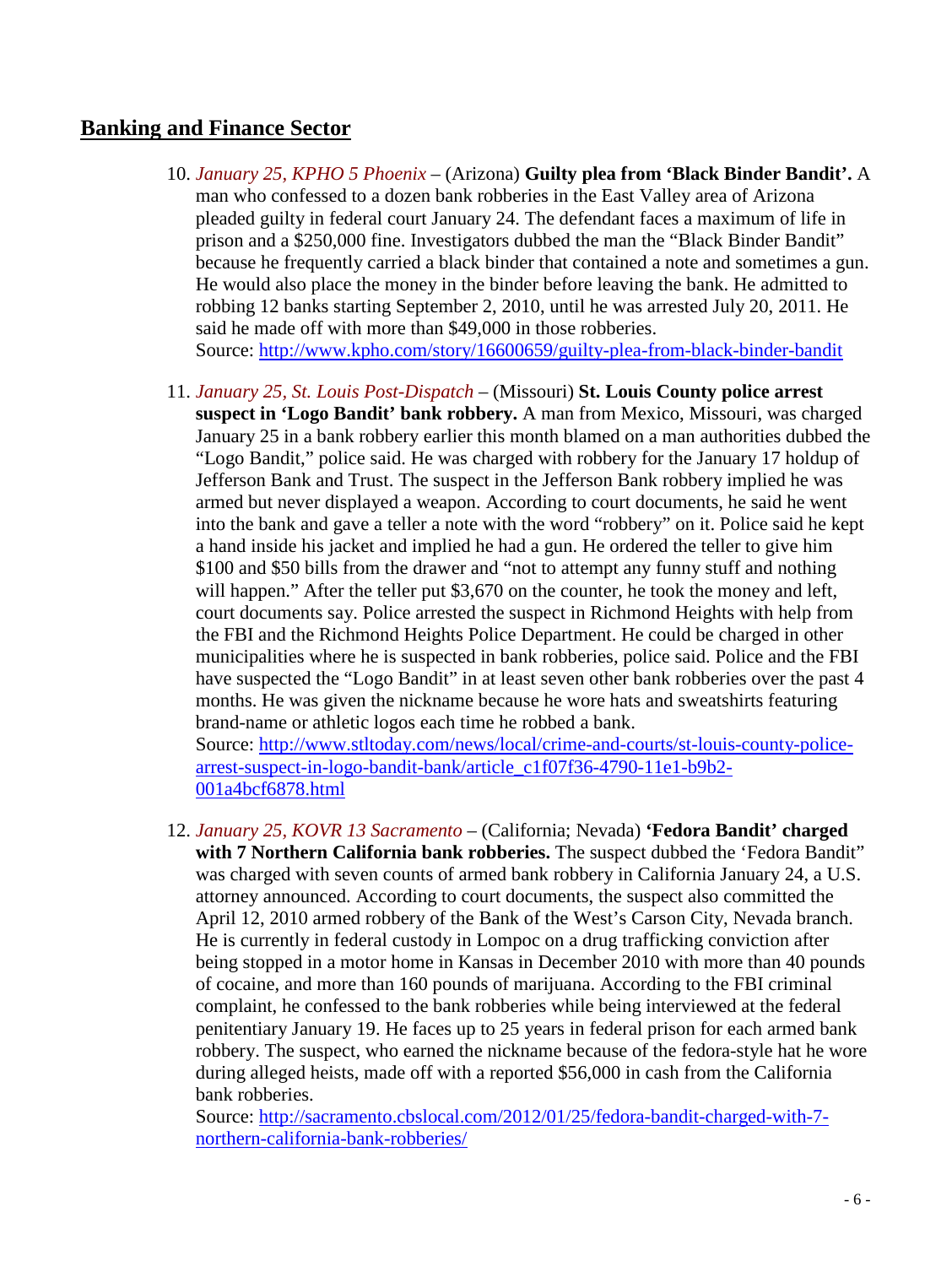## Banking and Finance Sector

10. *January 25, KPHO 5 Phoenix* – (Arizona) **Guilty plea from 'Black Binder Bandit'.** A man who confessed to a dozen bank robberies in the East Valley area of Arizona pleaded guilty in federal court January 24. The defendant faces a maximum of life in prison and a $250,000 fine. Investigators dubbed the man the "Black Binder Bandit" because he frequently carried a black binder that contained a note and sometimes a gun. He would also place the money in the binder before leaving the bank. He admitted to robbing 12 banks starting September 2, 2010, until he was arrested July 20, 2011. He said he made off with more than $49,000 in those robberies.
Source: [http://www.kpho.com/story/16600659/guilty-plea-from-black-binder-bandit](http://www.kpho.com/story/16600659/guilty-plea-from-black-binder-bandit)

11. *January 25, St. Louis Post-Dispatch* – (Missouri) **St. Louis County police arrest suspect in 'Logo Bandit' bank robbery.** A man from Mexico, Missouri, was charged January 25 in a bank robbery earlier this month blamed on a man authorities dubbed the "Logo Bandit," police said. He was charged with robbery for the January 17 holdup of Jefferson Bank and Trust. The suspect in the Jefferson Bank robbery implied he was armed but never displayed a weapon. According to court documents, he said he went into the bank and gave a teller a note with the word "robbery" on it. Police said he kept a hand inside his jacket and implied he had a gun. He ordered the teller to give him $100 and $50 bills from the drawer and "not to attempt any funny stuff and nothing will happen." After the teller put $3,670 on the counter, he took the money and left, court documents say. Police arrested the suspect in Richmond Heights with help from the FBI and the Richmond Heights Police Department. He could be charged in other municipalities where he is suspected in bank robberies, police said. Police and the FBI have suspected the "Logo Bandit" in at least seven other bank robberies over the past 4 months. He was given the nickname because he wore hats and sweatshirts featuring brand-name or athletic logos each time he robbed a bank.
Source: [http://www.stltoday.com/news/local/crime-and-courts/st-louis-county-police-arrest-suspect-in-logo-bandit-bank/article_c1f07f36-4790-11e1-b9b2-001a4bcf6878.html](http://www.stltoday.com/news/local/crime-and-courts/st-louis-county-police-arrest-suspect-in-logo-bandit-bank/article_c1f07f36-4790-11e1-b9b2-001a4bcf6878.html)

12. *January 25, KOVR 13 Sacramento* – (California; Nevada) **'Fedora Bandit' charged with 7 Northern California bank robberies.** The suspect dubbed the 'Fedora Bandit" was charged with seven counts of armed bank robbery in California January 24, a U.S. attorney announced. According to court documents, the suspect also committed the April 12, 2010 armed robbery of the Bank of the West's Carson City, Nevada branch. He is currently in federal custody in Lompoc on a drug trafficking conviction after being stopped in a motor home in Kansas in December 2010 with more than 40 pounds of cocaine, and more than 160 pounds of marijuana. According to the FBI criminal complaint, he confessed to the bank robberies while being interviewed at the federal penitentiary January 19. He faces up to 25 years in federal prison for each armed bank robbery. The suspect, who earned the nickname because of the fedora-style hat he wore during alleged heists, made off with a reported $56,000 in cash from the California bank robberies.
Source: [http://sacramento.cbslocal.com/2012/01/25/fedora-bandit-charged-with-7-northern-california-bank-robberies/](http://sacramento.cbslocal.com/2012/01/25/fedora-bandit-charged-with-7-northern-california-bank-robberies/)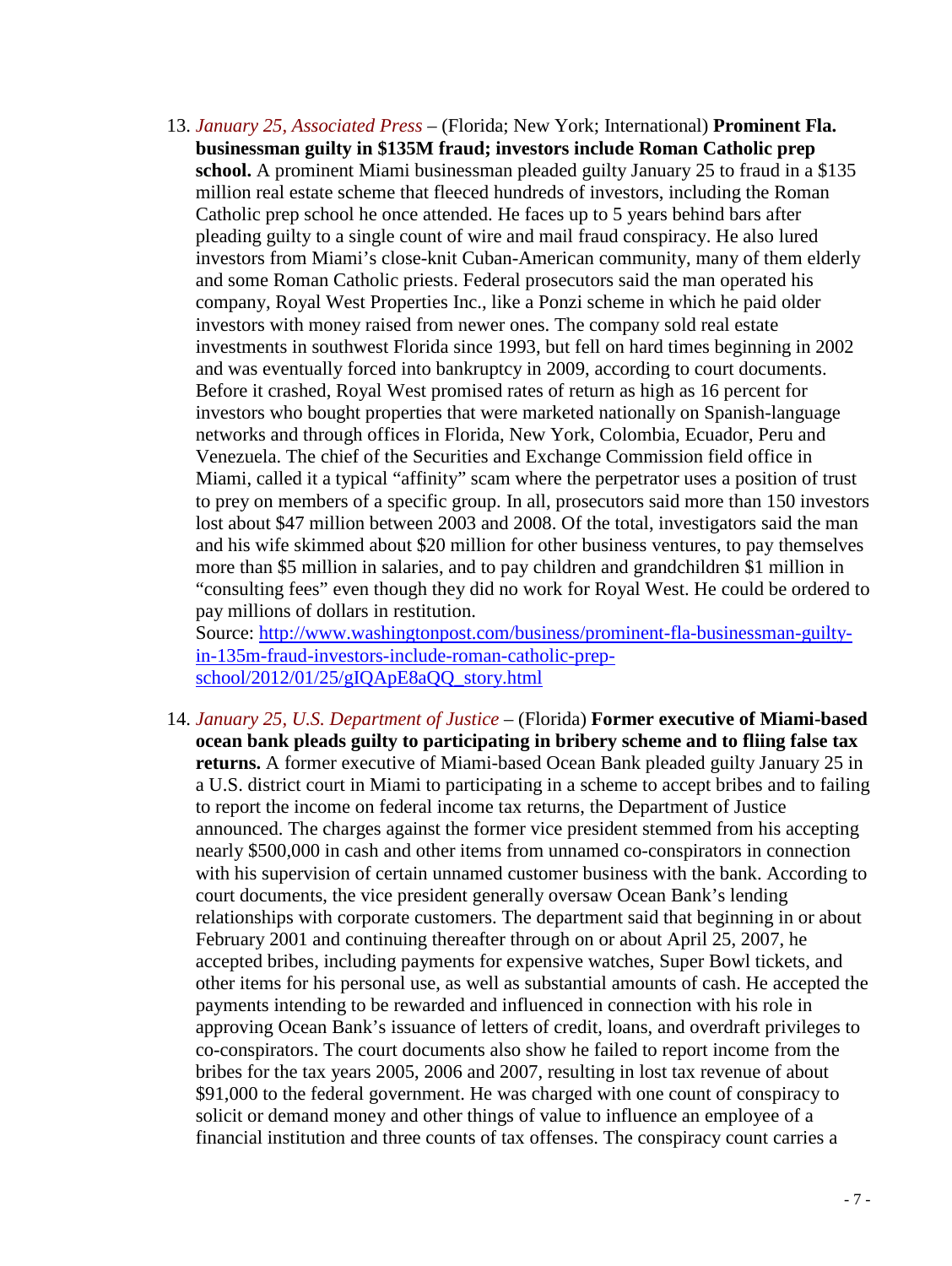13. *January 25, Associated Press* – (Florida; New York; International) **Prominent Fla. businessman guilty in $135M fraud; investors include Roman Catholic prep school.** A prominent Miami businessman pleaded guilty January 25 to fraud in a $135 million real estate scheme that fleeced hundreds of investors, including the Roman Catholic prep school he once attended. He faces up to 5 years behind bars after pleading guilty to a single count of wire and mail fraud conspiracy. He also lured investors from Miami's close-knit Cuban-American community, many of them elderly and some Roman Catholic priests. Federal prosecutors said the man operated his company, Royal West Properties Inc., like a Ponzi scheme in which he paid older investors with money raised from newer ones. The company sold real estate investments in southwest Florida since 1993, but fell on hard times beginning in 2002 and was eventually forced into bankruptcy in 2009, according to court documents. Before it crashed, Royal West promised rates of return as high as 16 percent for investors who bought properties that were marketed nationally on Spanish-language networks and through offices in Florida, New York, Colombia, Ecuador, Peru and Venezuela. The chief of the Securities and Exchange Commission field office in Miami, called it a typical "affinity" scam where the perpetrator uses a position of trust to prey on members of a specific group. In all, prosecutors said more than 150 investors lost about $47 million between 2003 and 2008. Of the total, investigators said the man and his wife skimmed about $20 million for other business ventures, to pay themselves more than $5 million in salaries, and to pay children and grandchildren $1 million in "consulting fees" even though they did no work for Royal West. He could be ordered to pay millions of dollars in restitution.
Source: [http://www.washingtonpost.com/business/prominent-fla-businessman-guilty-in-135m-fraud-investors-include-roman-catholic-prep-school/2012/01/25/gIQApE8aQQ_story.html](http://www.washingtonpost.com/business/prominent-fla-businessman-guilty-in-135m-fraud-investors-include-roman-catholic-prep-school/2012/01/25/gIQApE8aQQ_story.html)

14. *January 25, U.S. Department of Justice* – (Florida) **Former executive of Miami-based ocean bank pleads guilty to participating in bribery scheme and to fliing false tax returns.** A former executive of Miami-based Ocean Bank pleaded guilty January 25 in a U.S. district court in Miami to participating in a scheme to accept bribes and to failing to report the income on federal income tax returns, the Department of Justice announced. The charges against the former vice president stemmed from his accepting nearly $500,000 in cash and other items from unnamed co-conspirators in connection with his supervision of certain unnamed customer business with the bank. According to court documents, the vice president generally oversaw Ocean Bank's lending relationships with corporate customers. The department said that beginning in or about February 2001 and continuing thereafter through on or about April 25, 2007, he accepted bribes, including payments for expensive watches, Super Bowl tickets, and other items for his personal use, as well as substantial amounts of cash. He accepted the payments intending to be rewarded and influenced in connection with his role in approving Ocean Bank's issuance of letters of credit, loans, and overdraft privileges to co-conspirators. The court documents also show he failed to report income from the bribes for the tax years 2005, 2006 and 2007, resulting in lost tax revenue of about $91,000 to the federal government. He was charged with one count of conspiracy to solicit or demand money and other things of value to influence an employee of a financial institution and three counts of tax offenses. The conspiracy count carries a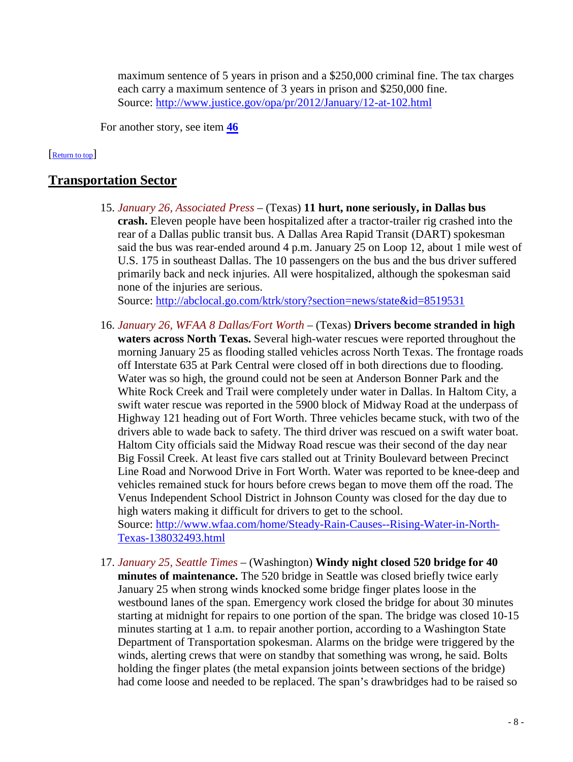maximum sentence of 5 years in prison and a $250,000 criminal fine. The tax charges each carry a maximum sentence of 3 years in prison and $250,000 fine.
Source: http://www.justice.gov/opa/pr/2012/January/12-at-102.html

For another story, see item **46**

[Return to top]

## Transportation Sector

15. *January 26, Associated Press* – (Texas) **11 hurt, none seriously, in Dallas bus crash.** Eleven people have been hospitalized after a tractor-trailer rig crashed into the rear of a Dallas public transit bus. A Dallas Area Rapid Transit (DART) spokesman said the bus was rear-ended around 4 p.m. January 25 on Loop 12, about 1 mile west of U.S. 175 in southeast Dallas. The 10 passengers on the bus and the bus driver suffered primarily back and neck injuries. All were hospitalized, although the spokesman said none of the injuries are serious.
Source: http://abclocal.go.com/ktrk/story?section=news/state&id=8519531

16. *January 26, WFAA 8 Dallas/Fort Worth* – (Texas) **Drivers become stranded in high waters across North Texas.** Several high-water rescues were reported throughout the morning January 25 as flooding stalled vehicles across North Texas. The frontage roads off Interstate 635 at Park Central were closed off in both directions due to flooding. Water was so high, the ground could not be seen at Anderson Bonner Park and the White Rock Creek and Trail were completely under water in Dallas. In Haltom City, a swift water rescue was reported in the 5900 block of Midway Road at the underpass of Highway 121 heading out of Fort Worth. Three vehicles became stuck, with two of the drivers able to wade back to safety. The third driver was rescued on a swift water boat. Haltom City officials said the Midway Road rescue was their second of the day near Big Fossil Creek. At least five cars stalled out at Trinity Boulevard between Precinct Line Road and Norwood Drive in Fort Worth. Water was reported to be knee-deep and vehicles remained stuck for hours before crews began to move them off the road. The Venus Independent School District in Johnson County was closed for the day due to high waters making it difficult for drivers to get to the school.
Source: http://www.wfaa.com/home/Steady-Rain-Causes--Rising-Water-in-North-Texas-138032493.html

17. *January 25, Seattle Times* – (Washington) **Windy night closed 520 bridge for 40 minutes of maintenance.** The 520 bridge in Seattle was closed briefly twice early January 25 when strong winds knocked some bridge finger plates loose in the westbound lanes of the span. Emergency work closed the bridge for about 30 minutes starting at midnight for repairs to one portion of the span. The bridge was closed 10-15 minutes starting at 1 a.m. to repair another portion, according to a Washington State Department of Transportation spokesman. Alarms on the bridge were triggered by the winds, alerting crews that were on standby that something was wrong, he said. Bolts holding the finger plates (the metal expansion joints between sections of the bridge) had come loose and needed to be replaced. The span's drawbridges had to be raised so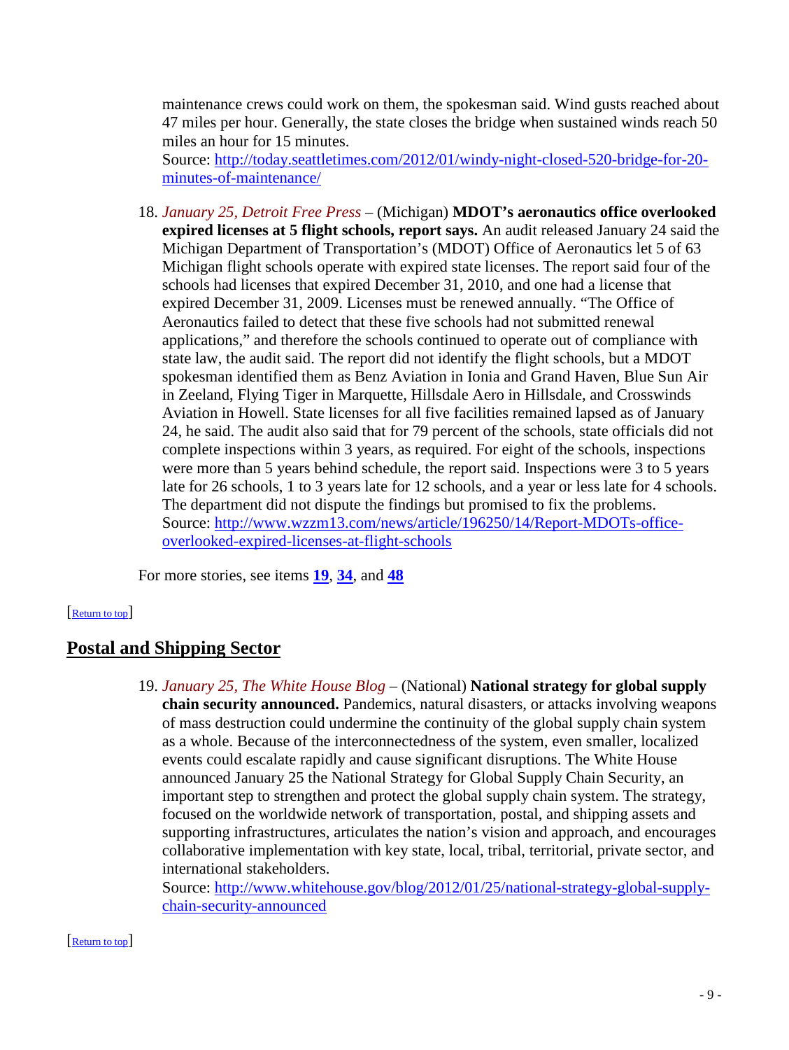maintenance crews could work on them, the spokesman said. Wind gusts reached about 47 miles per hour. Generally, the state closes the bridge when sustained winds reach 50 miles an hour for 15 minutes.
Source: [http://today.seattletimes.com/2012/01/windy-night-closed-520-bridge-for-20-minutes-of-maintenance/](http://today.seattletimes.com/2012/01/windy-night-closed-520-bridge-for-20-minutes-of-maintenance/)

18. *January 25, Detroit Free Press* – (Michigan) **MDOT's aeronautics office overlooked expired licenses at 5 flight schools, report says.** An audit released January 24 said the Michigan Department of Transportation's (MDOT) Office of Aeronautics let 5 of 63 Michigan flight schools operate with expired state licenses. The report said four of the schools had licenses that expired December 31, 2010, and one had a license that expired December 31, 2009. Licenses must be renewed annually. "The Office of Aeronautics failed to detect that these five schools had not submitted renewal applications," and therefore the schools continued to operate out of compliance with state law, the audit said. The report did not identify the flight schools, but a MDOT spokesman identified them as Benz Aviation in Ionia and Grand Haven, Blue Sun Air in Zeeland, Flying Tiger in Marquette, Hillsdale Aero in Hillsdale, and Crosswinds Aviation in Howell. State licenses for all five facilities remained lapsed as of January 24, he said. The audit also said that for 79 percent of the schools, state officials did not complete inspections within 3 years, as required. For eight of the schools, inspections were more than 5 years behind schedule, the report said. Inspections were 3 to 5 years late for 26 schools, 1 to 3 years late for 12 schools, and a year or less late for 4 schools. The department did not dispute the findings but promised to fix the problems.
Source: [http://www.wzzm13.com/news/article/196250/14/Report-MDOTs-office-overlooked-expired-licenses-at-flight-schools](http://www.wzzm13.com/news/article/196250/14/Report-MDOTs-office-overlooked-expired-licenses-at-flight-schools)

For more stories, see items **19**, **34**, and **48**

[Return to top]

## Postal and Shipping Sector

19. *January 25, The White House Blog* – (National) **National strategy for global supply chain security announced.** Pandemics, natural disasters, or attacks involving weapons of mass destruction could undermine the continuity of the global supply chain system as a whole. Because of the interconnectedness of the system, even smaller, localized events could escalate rapidly and cause significant disruptions. The White House announced January 25 the National Strategy for Global Supply Chain Security, an important step to strengthen and protect the global supply chain system. The strategy, focused on the worldwide network of transportation, postal, and shipping assets and supporting infrastructures, articulates the nation's vision and approach, and encourages collaborative implementation with key state, local, tribal, territorial, private sector, and international stakeholders.
Source: [http://www.whitehouse.gov/blog/2012/01/25/national-strategy-global-supply-chain-security-announced](http://www.whitehouse.gov/blog/2012/01/25/national-strategy-global-supply-chain-security-announced)

[Return to top]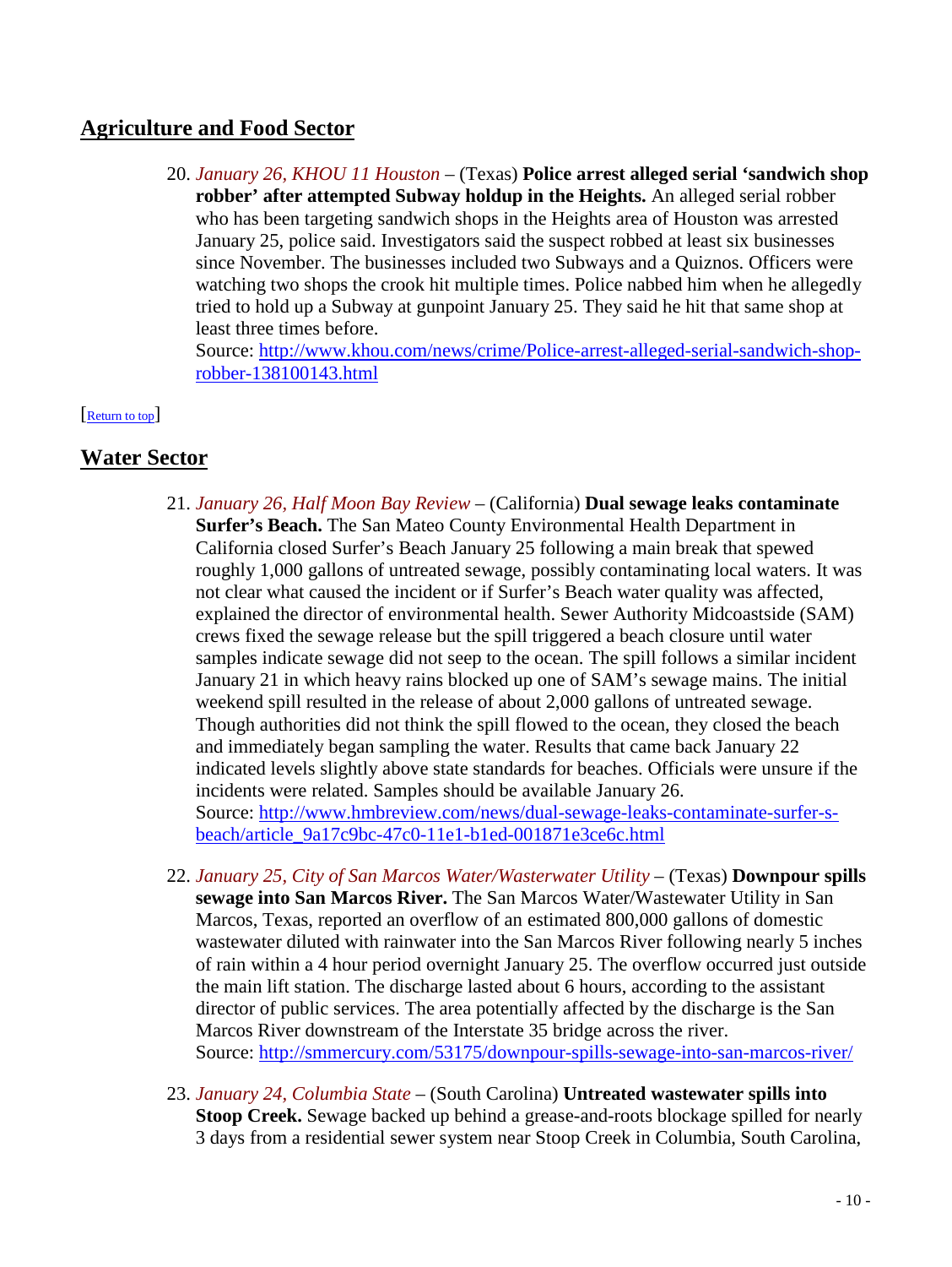## Agriculture and Food Sector

20. *January 26, KHOU 11 Houston* – (Texas) **Police arrest alleged serial 'sandwich shop robber' after attempted Subway holdup in the Heights.** An alleged serial robber who has been targeting sandwich shops in the Heights area of Houston was arrested January 25, police said. Investigators said the suspect robbed at least six businesses since November. The businesses included two Subways and a Quiznos. Officers were watching two shops the crook hit multiple times. Police nabbed him when he allegedly tried to hold up a Subway at gunpoint January 25. They said he hit that same shop at least three times before.
Source: http://www.khou.com/news/crime/Police-arrest-alleged-serial-sandwich-shop-robber-138100143.html

[Return to top]

## Water Sector

21. *January 26, Half Moon Bay Review* – (California) **Dual sewage leaks contaminate Surfer's Beach.** The San Mateo County Environmental Health Department in California closed Surfer's Beach January 25 following a main break that spewed roughly 1,000 gallons of untreated sewage, possibly contaminating local waters. It was not clear what caused the incident or if Surfer's Beach water quality was affected, explained the director of environmental health. Sewer Authority Midcoastside (SAM) crews fixed the sewage release but the spill triggered a beach closure until water samples indicate sewage did not seep to the ocean. The spill follows a similar incident January 21 in which heavy rains blocked up one of SAM's sewage mains. The initial weekend spill resulted in the release of about 2,000 gallons of untreated sewage. Though authorities did not think the spill flowed to the ocean, they closed the beach and immediately began sampling the water. Results that came back January 22 indicated levels slightly above state standards for beaches. Officials were unsure if the incidents were related. Samples should be available January 26.
Source: http://www.hmbreview.com/news/dual-sewage-leaks-contaminate-surfer-s-beach/article_9a17c9bc-47c0-11e1-b1ed-001871e3ce6c.html

22. *January 25, City of San Marcos Water/Wasterwater Utility* – (Texas) **Downpour spills sewage into San Marcos River.** The San Marcos Water/Wastewater Utility in San Marcos, Texas, reported an overflow of an estimated 800,000 gallons of domestic wastewater diluted with rainwater into the San Marcos River following nearly 5 inches of rain within a 4 hour period overnight January 25. The overflow occurred just outside the main lift station. The discharge lasted about 6 hours, according to the assistant director of public services. The area potentially affected by the discharge is the San Marcos River downstream of the Interstate 35 bridge across the river.
Source: http://smmercury.com/53175/downpour-spills-sewage-into-san-marcos-river/

23. *January 24, Columbia State* – (South Carolina) **Untreated wastewater spills into Stoop Creek.** Sewage backed up behind a grease-and-roots blockage spilled for nearly 3 days from a residential sewer system near Stoop Creek in Columbia, South Carolina,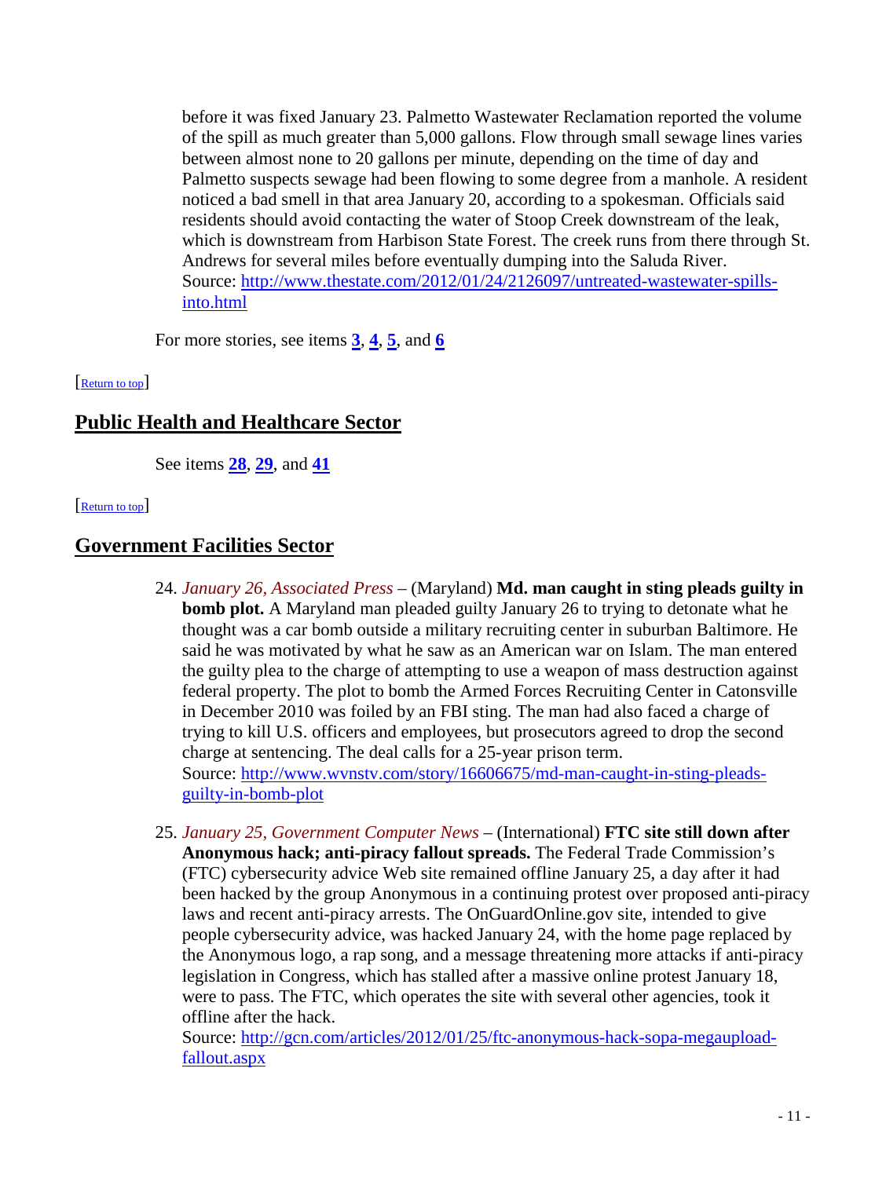before it was fixed January 23. Palmetto Wastewater Reclamation reported the volume of the spill as much greater than 5,000 gallons. Flow through small sewage lines varies between almost none to 20 gallons per minute, depending on the time of day and Palmetto suspects sewage had been flowing to some degree from a manhole. A resident noticed a bad smell in that area January 20, according to a spokesman. Officials said residents should avoid contacting the water of Stoop Creek downstream of the leak, which is downstream from Harbison State Forest. The creek runs from there through St. Andrews for several miles before eventually dumping into the Saluda River.
Source: http://www.thestate.com/2012/01/24/2126097/untreated-wastewater-spills-into.html

For more stories, see items **3**, **4**, **5**, and **6**

[Return to top]

## Public Health and Healthcare Sector

See items **28**, **29**, and **41**

[Return to top]

## Government Facilities Sector

24. *January 26, Associated Press* – (Maryland) **Md. man caught in sting pleads guilty in bomb plot.** A Maryland man pleaded guilty January 26 to trying to detonate what he thought was a car bomb outside a military recruiting center in suburban Baltimore. He said he was motivated by what he saw as an American war on Islam. The man entered the guilty plea to the charge of attempting to use a weapon of mass destruction against federal property. The plot to bomb the Armed Forces Recruiting Center in Catonsville in December 2010 was foiled by an FBI sting. The man had also faced a charge of trying to kill U.S. officers and employees, but prosecutors agreed to drop the second charge at sentencing. The deal calls for a 25-year prison term.
Source: http://www.wvnstv.com/story/16606675/md-man-caught-in-sting-pleads-guilty-in-bomb-plot

25. *January 25, Government Computer News* – (International) **FTC site still down after Anonymous hack; anti-piracy fallout spreads.** The Federal Trade Commission's (FTC) cybersecurity advice Web site remained offline January 25, a day after it had been hacked by the group Anonymous in a continuing protest over proposed anti-piracy laws and recent anti-piracy arrests. The OnGuardOnline.gov site, intended to give people cybersecurity advice, was hacked January 24, with the home page replaced by the Anonymous logo, a rap song, and a message threatening more attacks if anti-piracy legislation in Congress, which has stalled after a massive online protest January 18, were to pass. The FTC, which operates the site with several other agencies, took it offline after the hack.
Source: http://gcn.com/articles/2012/01/25/ftc-anonymous-hack-sopa-megaupload-fallout.aspx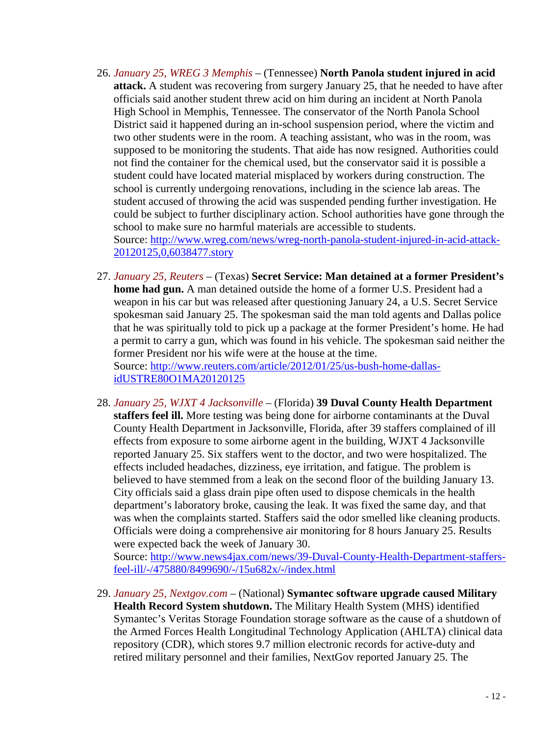26. *January 25, WREG 3 Memphis* – (Tennessee) **North Panola student injured in acid attack.** A student was recovering from surgery January 25, that he needed to have after officials said another student threw acid on him during an incident at North Panola High School in Memphis, Tennessee. The conservator of the North Panola School District said it happened during an in-school suspension period, where the victim and two other students were in the room. A teaching assistant, who was in the room, was supposed to be monitoring the students. That aide has now resigned. Authorities could not find the container for the chemical used, but the conservator said it is possible a student could have located material misplaced by workers during construction. The school is currently undergoing renovations, including in the science lab areas. The student accused of throwing the acid was suspended pending further investigation. He could be subject to further disciplinary action. School authorities have gone through the school to make sure no harmful materials are accessible to students.
Source: [http://www.wreg.com/news/wreg-north-panola-student-injured-in-acid-attack-20120125,0,6038477.story](http://www.wreg.com/news/wreg-north-panola-student-injured-in-acid-attack-20120125,0,6038477.story)

27. *January 25, Reuters* – (Texas) **Secret Service: Man detained at a former President's home had gun.** A man detained outside the home of a former U.S. President had a weapon in his car but was released after questioning January 24, a U.S. Secret Service spokesman said January 25. The spokesman said the man told agents and Dallas police that he was spiritually told to pick up a package at the former President's home. He had a permit to carry a gun, which was found in his vehicle. The spokesman said neither the former President nor his wife were at the house at the time.
Source: [http://www.reuters.com/article/2012/01/25/us-bush-home-dallas-idUSTRE80O1MA20120125](http://www.reuters.com/article/2012/01/25/us-bush-home-dallas-idUSTRE80O1MA20120125)

28. *January 25, WJXT 4 Jacksonville* – (Florida) **39 Duval County Health Department staffers feel ill.** More testing was being done for airborne contaminants at the Duval County Health Department in Jacksonville, Florida, after 39 staffers complained of ill effects from exposure to some airborne agent in the building, WJXT 4 Jacksonville reported January 25. Six staffers went to the doctor, and two were hospitalized. The effects included headaches, dizziness, eye irritation, and fatigue. The problem is believed to have stemmed from a leak on the second floor of the building January 13. City officials said a glass drain pipe often used to dispose chemicals in the health department's laboratory broke, causing the leak. It was fixed the same day, and that was when the complaints started. Staffers said the odor smelled like cleaning products. Officials were doing a comprehensive air monitoring for 8 hours January 25. Results were expected back the week of January 30.
Source: [http://www.news4jax.com/news/39-Duval-County-Health-Department-staffers-feel-ill/-/475880/8499690/-/15u682x/-/index.html](http://www.news4jax.com/news/39-Duval-County-Health-Department-staffers-feel-ill/-/475880/8499690/-/15u682x/-/index.html)

29. *January 25, Nextgov.com* – (National) **Symantec software upgrade caused Military Health Record System shutdown.** The Military Health System (MHS) identified Symantec's Veritas Storage Foundation storage software as the cause of a shutdown of the Armed Forces Health Longitudinal Technology Application (AHLTA) clinical data repository (CDR), which stores 9.7 million electronic records for active-duty and retired military personnel and their families, NextGov reported January 25. The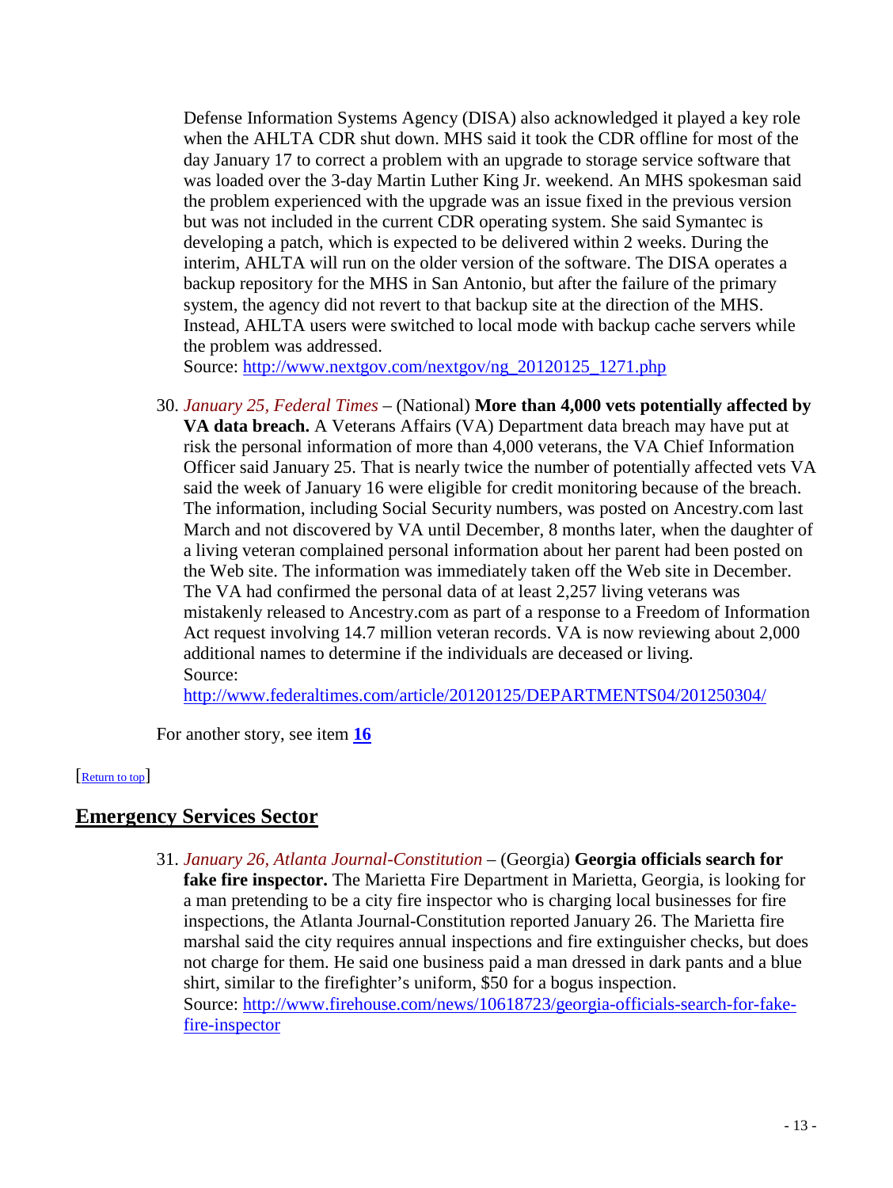Defense Information Systems Agency (DISA) also acknowledged it played a key role when the AHLTA CDR shut down. MHS said it took the CDR offline for most of the day January 17 to correct a problem with an upgrade to storage service software that was loaded over the 3-day Martin Luther King Jr. weekend. An MHS spokesman said the problem experienced with the upgrade was an issue fixed in the previous version but was not included in the current CDR operating system. She said Symantec is developing a patch, which is expected to be delivered within 2 weeks. During the interim, AHLTA will run on the older version of the software. The DISA operates a backup repository for the MHS in San Antonio, but after the failure of the primary system, the agency did not revert to that backup site at the direction of the MHS. Instead, AHLTA users were switched to local mode with backup cache servers while the problem was addressed.
Source: [http://www.nextgov.com/nextgov/ng_20120125_1271.php](http://www.nextgov.com/nextgov/ng_20120125_1271.php)

30. *January 25, Federal Times* – (National) **More than 4,000 vets potentially affected by VA data breach.** A Veterans Affairs (VA) Department data breach may have put at risk the personal information of more than 4,000 veterans, the VA Chief Information Officer said January 25. That is nearly twice the number of potentially affected vets VA said the week of January 16 were eligible for credit monitoring because of the breach. The information, including Social Security numbers, was posted on Ancestry.com last March and not discovered by VA until December, 8 months later, when the daughter of a living veteran complained personal information about her parent had been posted on the Web site. The information was immediately taken off the Web site in December. The VA had confirmed the personal data of at least 2,257 living veterans was mistakenly released to Ancestry.com as part of a response to a Freedom of Information Act request involving 14.7 million veteran records. VA is now reviewing about 2,000 additional names to determine if the individuals are deceased or living.
Source:
[http://www.federaltimes.com/article/20120125/DEPARTMENTS04/201250304/](http://www.federaltimes.com/article/20120125/DEPARTMENTS04/201250304/)

For another story, see item **16**

[Return to top]

## Emergency Services Sector

31. *January 26, Atlanta Journal-Constitution* – (Georgia) **Georgia officials search for fake fire inspector.** The Marietta Fire Department in Marietta, Georgia, is looking for a man pretending to be a city fire inspector who is charging local businesses for fire inspections, the Atlanta Journal-Constitution reported January 26. The Marietta fire marshal said the city requires annual inspections and fire extinguisher checks, but does not charge for them. He said one business paid a man dressed in dark pants and a blue shirt, similar to the firefighter's uniform, $50 for a bogus inspection.
Source: [http://www.firehouse.com/news/10618723/georgia-officials-search-for-fake-fire-inspector](http://www.firehouse.com/news/10618723/georgia-officials-search-for-fake-fire-inspector)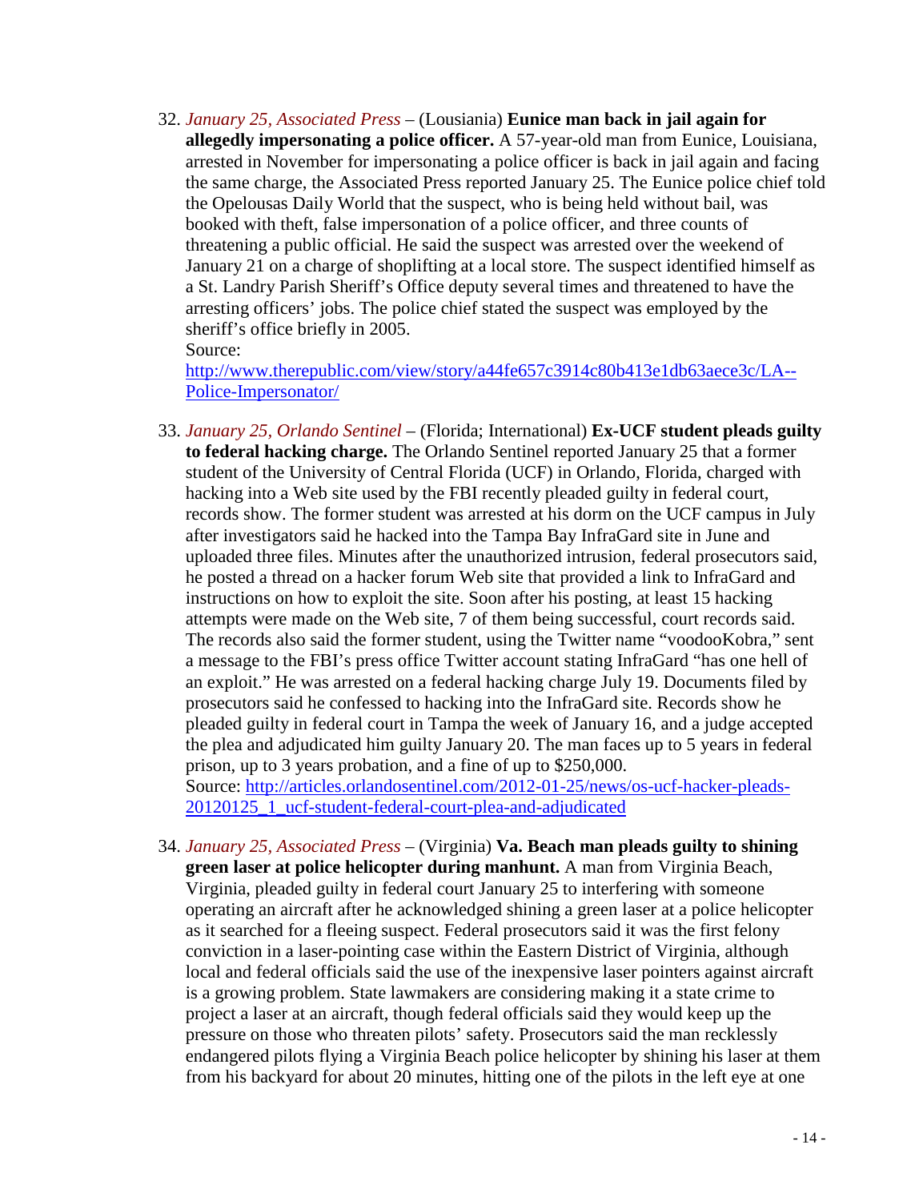32. *January 25, Associated Press* – (Lousiania) **Eunice man back in jail again for allegedly impersonating a police officer.** A 57-year-old man from Eunice, Louisiana, arrested in November for impersonating a police officer is back in jail again and facing the same charge, the Associated Press reported January 25. The Eunice police chief told the Opelousas Daily World that the suspect, who is being held without bail, was booked with theft, false impersonation of a police officer, and three counts of threatening a public official. He said the suspect was arrested over the weekend of January 21 on a charge of shoplifting at a local store. The suspect identified himself as a St. Landry Parish Sheriff's Office deputy several times and threatened to have the arresting officers' jobs. The police chief stated the suspect was employed by the sheriff's office briefly in 2005.
   Source:
   [http://www.therepublic.com/view/story/a44fe657c3914c80b413e1db63aece3c/LA--Police-Impersonator/](http://www.therepublic.com/view/story/a44fe657c3914c80b413e1db63aece3c/LA--Police-Impersonator/)

33. *January 25, Orlando Sentinel* – (Florida; International) **Ex-UCF student pleads guilty to federal hacking charge.** The Orlando Sentinel reported January 25 that a former student of the University of Central Florida (UCF) in Orlando, Florida, charged with hacking into a Web site used by the FBI recently pleaded guilty in federal court, records show. The former student was arrested at his dorm on the UCF campus in July after investigators said he hacked into the Tampa Bay InfraGard site in June and uploaded three files. Minutes after the unauthorized intrusion, federal prosecutors said, he posted a thread on a hacker forum Web site that provided a link to InfraGard and instructions on how to exploit the site. Soon after his posting, at least 15 hacking attempts were made on the Web site, 7 of them being successful, court records said. The records also said the former student, using the Twitter name "voodooKobra," sent a message to the FBI's press office Twitter account stating InfraGard "has one hell of an exploit." He was arrested on a federal hacking charge July 19. Documents filed by prosecutors said he confessed to hacking into the InfraGard site. Records show he pleaded guilty in federal court in Tampa the week of January 16, and a judge accepted the plea and adjudicated him guilty January 20. The man faces up to 5 years in federal prison, up to 3 years probation, and a fine of up to $250,000.
   Source: [http://articles.orlandosentinel.com/2012-01-25/news/os-ucf-hacker-pleads-20120125_1_ucf-student-federal-court-plea-and-adjudicated](http://articles.orlandosentinel.com/2012-01-25/news/os-ucf-hacker-pleads-20120125_1_ucf-student-federal-court-plea-and-adjudicated)

34. *January 25, Associated Press* – (Virginia) **Va. Beach man pleads guilty to shining green laser at police helicopter during manhunt.** A man from Virginia Beach, Virginia, pleaded guilty in federal court January 25 to interfering with someone operating an aircraft after he acknowledged shining a green laser at a police helicopter as it searched for a fleeing suspect. Federal prosecutors said it was the first felony conviction in a laser-pointing case within the Eastern District of Virginia, although local and federal officials said the use of the inexpensive laser pointers against aircraft is a growing problem. State lawmakers are considering making it a state crime to project a laser at an aircraft, though federal officials said they would keep up the pressure on those who threaten pilots' safety. Prosecutors said the man recklessly endangered pilots flying a Virginia Beach police helicopter by shining his laser at them from his backyard for about 20 minutes, hitting one of the pilots in the left eye at one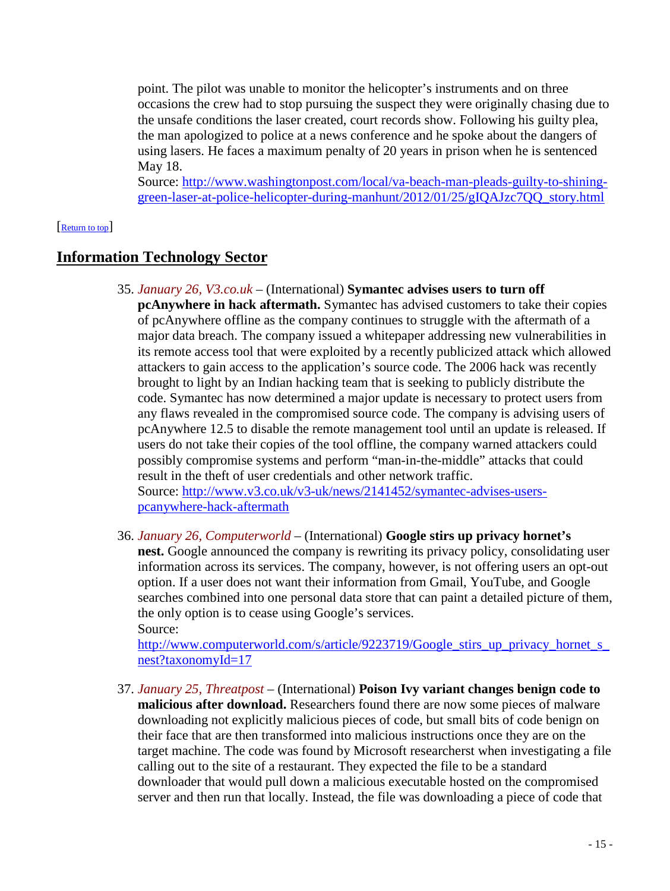point. The pilot was unable to monitor the helicopter's instruments and on three occasions the crew had to stop pursuing the suspect they were originally chasing due to the unsafe conditions the laser created, court records show. Following his guilty plea, the man apologized to police at a news conference and he spoke about the dangers of using lasers. He faces a maximum penalty of 20 years in prison when he is sentenced May 18.
Source: http://www.washingtonpost.com/local/va-beach-man-pleads-guilty-to-shining-green-laser-at-police-helicopter-during-manhunt/2012/01/25/gIQAJzc7QQ_story.html

[Return to top]

## Information Technology Sector

35. *January 26, V3.co.uk* – (International) **Symantec advises users to turn off pcAnywhere in hack aftermath.** Symantec has advised customers to take their copies of pcAnywhere offline as the company continues to struggle with the aftermath of a major data breach. The company issued a whitepaper addressing new vulnerabilities in its remote access tool that were exploited by a recently publicized attack which allowed attackers to gain access to the application's source code. The 2006 hack was recently brought to light by an Indian hacking team that is seeking to publicly distribute the code. Symantec has now determined a major update is necessary to protect users from any flaws revealed in the compromised source code. The company is advising users of pcAnywhere 12.5 to disable the remote management tool until an update is released. If users do not take their copies of the tool offline, the company warned attackers could possibly compromise systems and perform "man-in-the-middle" attacks that could result in the theft of user credentials and other network traffic.
Source: http://www.v3.co.uk/v3-uk/news/2141452/symantec-advises-users-pcanywhere-hack-aftermath

36. *January 26, Computerworld* – (International) **Google stirs up privacy hornet's nest.** Google announced the company is rewriting its privacy policy, consolidating user information across its services. The company, however, is not offering users an opt-out option. If a user does not want their information from Gmail, YouTube, and Google searches combined into one personal data store that can paint a detailed picture of them, the only option is to cease using Google's services.
Source:
http://www.computerworld.com/s/article/9223719/Google_stirs_up_privacy_hornet_s_nest?taxonomyId=17

37. *January 25, Threatpost* – (International) **Poison Ivy variant changes benign code to malicious after download.** Researchers found there are now some pieces of malware downloading not explicitly malicious pieces of code, but small bits of code benign on their face that are then transformed into malicious instructions once they are on the target machine. The code was found by Microsoft researcherst when investigating a file calling out to the site of a restaurant. They expected the file to be a standard downloader that would pull down a malicious executable hosted on the compromised server and then run that locally. Instead, the file was downloading a piece of code that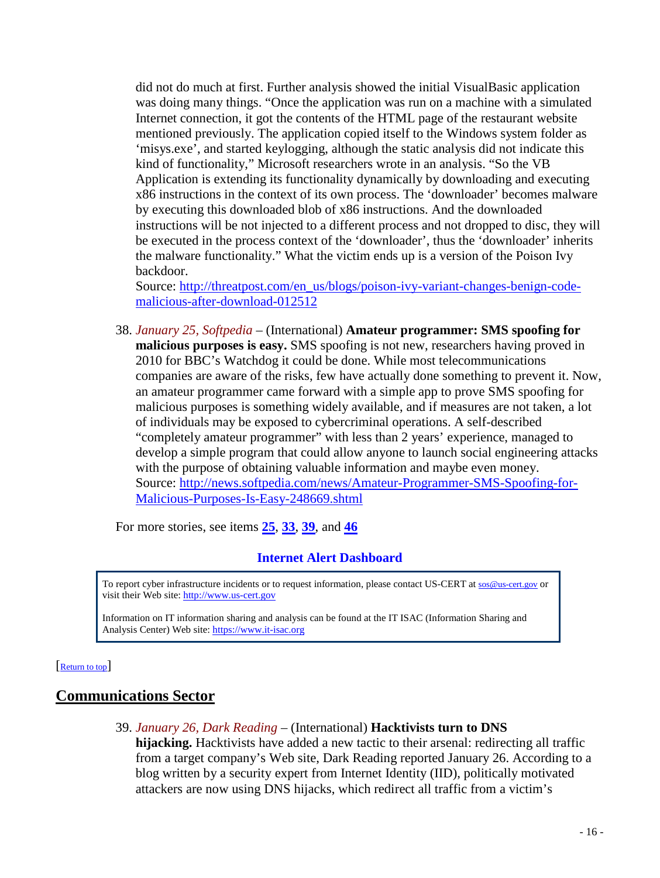did not do much at first. Further analysis showed the initial VisualBasic application was doing many things. “Once the application was run on a machine with a simulated Internet connection, it got the contents of the HTML page of the restaurant website mentioned previously. The application copied itself to the Windows system folder as ‘misys.exe’, and started keylogging, although the static analysis did not indicate this kind of functionality,” Microsoft researchers wrote in an analysis. “So the VB Application is extending its functionality dynamically by downloading and executing x86 instructions in the context of its own process. The ‘downloader’ becomes malware by executing this downloaded blob of x86 instructions. And the downloaded instructions will be not injected to a different process and not dropped to disc, they will be executed in the process context of the ‘downloader’, thus the ‘downloader’ inherits the malware functionality.” What the victim ends up is a version of the Poison Ivy backdoor.
Source: http://threatpost.com/en_us/blogs/poison-ivy-variant-changes-benign-code-malicious-after-download-012512

38. *January 25, Softpedia* – (International) **Amateur programmer: SMS spoofing for malicious purposes is easy.** SMS spoofing is not new, researchers having proved in 2010 for BBC’s Watchdog it could be done. While most telecommunications companies are aware of the risks, few have actually done something to prevent it. Now, an amateur programmer came forward with a simple app to prove SMS spoofing for malicious purposes is something widely available, and if measures are not taken, a lot of individuals may be exposed to cybercriminal operations. A self-described “completely amateur programmer” with less than 2 years’ experience, managed to develop a simple program that could allow anyone to launch social engineering attacks with the purpose of obtaining valuable information and maybe even money.
Source: http://news.softpedia.com/news/Amateur-Programmer-SMS-Spoofing-for-Malicious-Purposes-Is-Easy-248669.shtml

For more stories, see items **25**, **33**, **39**, and **46**

### Internet Alert Dashboard

To report cyber infrastructure incidents or to request information, please contact US-CERT at sos@us-cert.gov or visit their Web site: http://www.us-cert.gov

Information on IT information sharing and analysis can be found at the IT ISAC (Information Sharing and Analysis Center) Web site: https://www.it-isac.org

[Return to top]

## Communications Sector

39. *January 26, Dark Reading* – (International) **Hacktivists turn to DNS hijacking.** Hacktivists have added a new tactic to their arsenal: redirecting all traffic from a target company’s Web site, Dark Reading reported January 26. According to a blog written by a security expert from Internet Identity (IID), politically motivated attackers are now using DNS hijacks, which redirect all traffic from a victim’s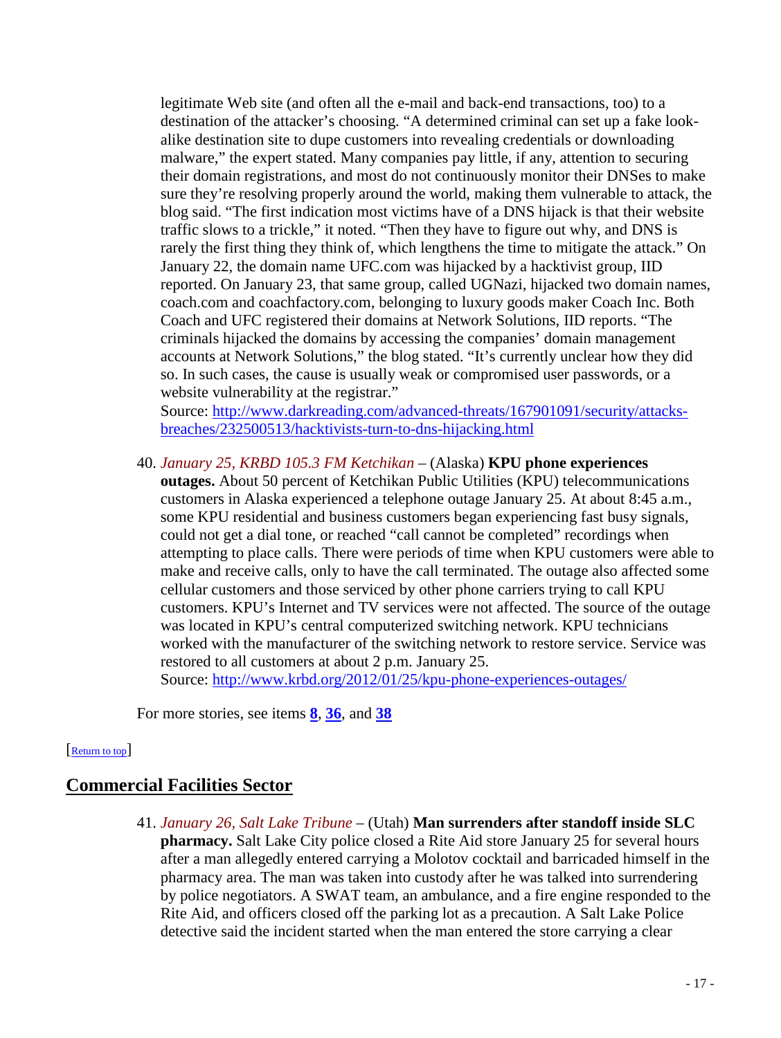legitimate Web site (and often all the e-mail and back-end transactions, too) to a destination of the attacker's choosing. "A determined criminal can set up a fake look-alike destination site to dupe customers into revealing credentials or downloading malware," the expert stated. Many companies pay little, if any, attention to securing their domain registrations, and most do not continuously monitor their DNSes to make sure they're resolving properly around the world, making them vulnerable to attack, the blog said. "The first indication most victims have of a DNS hijack is that their website traffic slows to a trickle," it noted. "Then they have to figure out why, and DNS is rarely the first thing they think of, which lengthens the time to mitigate the attack." On January 22, the domain name UFC.com was hijacked by a hacktivist group, IID reported. On January 23, that same group, called UGNazi, hijacked two domain names, coach.com and coachfactory.com, belonging to luxury goods maker Coach Inc. Both Coach and UFC registered their domains at Network Solutions, IID reports. "The criminals hijacked the domains by accessing the companies' domain management accounts at Network Solutions," the blog stated. "It's currently unclear how they did so. In such cases, the cause is usually weak or compromised user passwords, or a website vulnerability at the registrar."
Source: [http://www.darkreading.com/advanced-threats/167901091/security/attacks-breaches/232500513/hacktivists-turn-to-dns-hijacking.html](http://www.darkreading.com/advanced-threats/167901091/security/attacks-breaches/232500513/hacktivists-turn-to-dns-hijacking.html)

40. *January 25, KRBD 105.3 FM Ketchikan* – (Alaska) **KPU phone experiences outages.** About 50 percent of Ketchikan Public Utilities (KPU) telecommunications customers in Alaska experienced a telephone outage January 25. At about 8:45 a.m., some KPU residential and business customers began experiencing fast busy signals, could not get a dial tone, or reached "call cannot be completed" recordings when attempting to place calls. There were periods of time when KPU customers were able to make and receive calls, only to have the call terminated. The outage also affected some cellular customers and those serviced by other phone carriers trying to call KPU customers. KPU's Internet and TV services were not affected. The source of the outage was located in KPU's central computerized switching network. KPU technicians worked with the manufacturer of the switching network to restore service. Service was restored to all customers at about 2 p.m. January 25.
Source: [http://www.krbd.org/2012/01/25/kpu-phone-experiences-outages/](http://www.krbd.org/2012/01/25/kpu-phone-experiences-outages/)

For more stories, see items **8**, **36**, and **38**

[Return to top]

## Commercial Facilities Sector

41. *January 26, Salt Lake Tribune* – (Utah) **Man surrenders after standoff inside SLC pharmacy.** Salt Lake City police closed a Rite Aid store January 25 for several hours after a man allegedly entered carrying a Molotov cocktail and barricaded himself in the pharmacy area. The man was taken into custody after he was talked into surrendering by police negotiators. A SWAT team, an ambulance, and a fire engine responded to the Rite Aid, and officers closed off the parking lot as a precaution. A Salt Lake Police detective said the incident started when the man entered the store carrying a clear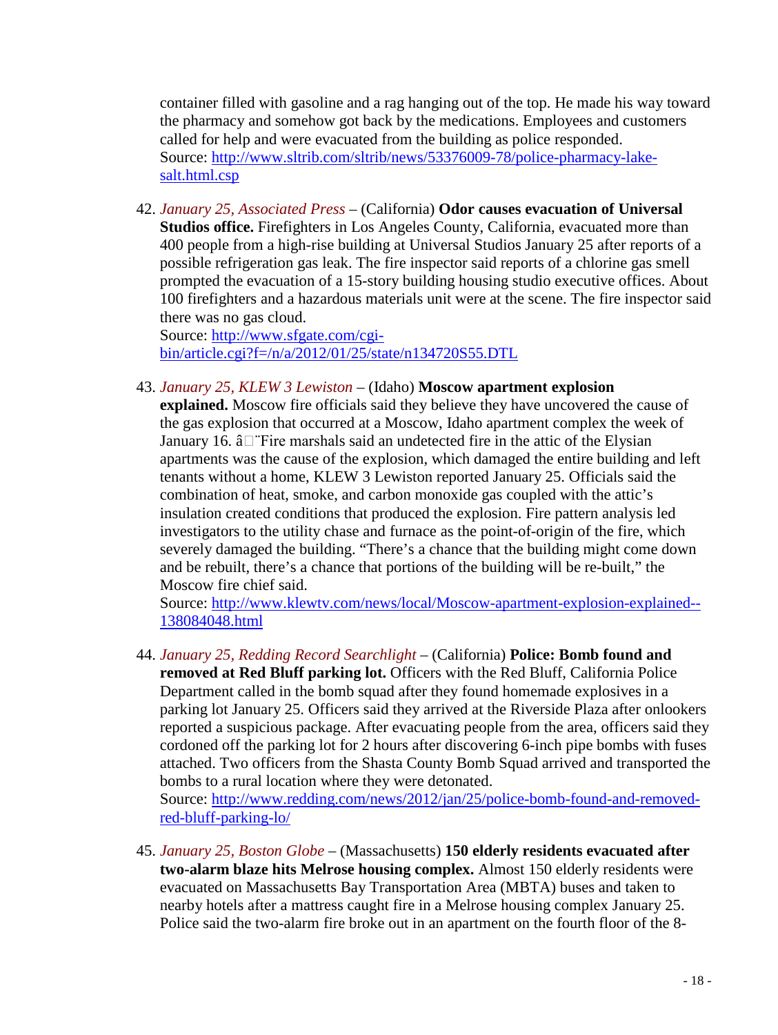container filled with gasoline and a rag hanging out of the top. He made his way toward the pharmacy and somehow got back by the medications. Employees and customers called for help and were evacuated from the building as police responded.
Source: [http://www.sltrib.com/sltrib/news/53376009-78/police-pharmacy-lake-salt.html.csp](http://www.sltrib.com/sltrib/news/53376009-78/police-pharmacy-lake-salt.html.csp)

42. *January 25, Associated Press* – (California) **Odor causes evacuation of Universal Studios office.** Firefighters in Los Angeles County, California, evacuated more than 400 people from a high-rise building at Universal Studios January 25 after reports of a possible refrigeration gas leak. The fire inspector said reports of a chlorine gas smell prompted the evacuation of a 15-story building housing studio executive offices. About 100 firefighters and a hazardous materials unit were at the scene. The fire inspector said there was no gas cloud.
Source: [http://www.sfgate.com/cgi-bin/article.cgi?f=/n/a/2012/01/25/state/n134720S55.DTL](http://www.sfgate.com/cgi-bin/article.cgi?f=/n/a/2012/01/25/state/n134720S55.DTL)

43. *January 25, KLEW 3 Lewiston* – (Idaho) **Moscow apartment explosion explained.** Moscow fire officials said they believe they have uncovered the cause of the gas explosion that occurred at a Moscow, Idaho apartment complex the week of January 16. â¨Fire marshals said an undetected fire in the attic of the Elysian apartments was the cause of the explosion, which damaged the entire building and left tenants without a home, KLEW 3 Lewiston reported January 25. Officials said the combination of heat, smoke, and carbon monoxide gas coupled with the attic's insulation created conditions that produced the explosion. Fire pattern analysis led investigators to the utility chase and furnace as the point-of-origin of the fire, which severely damaged the building. "There's a chance that the building might come down and be rebuilt, there's a chance that portions of the building will be re-built," the Moscow fire chief said.
Source: [http://www.klewtv.com/news/local/Moscow-apartment-explosion-explained--138084048.html](http://www.klewtv.com/news/local/Moscow-apartment-explosion-explained--138084048.html)

44. *January 25, Redding Record Searchlight* – (California) **Police: Bomb found and removed at Red Bluff parking lot.** Officers with the Red Bluff, California Police Department called in the bomb squad after they found homemade explosives in a parking lot January 25. Officers said they arrived at the Riverside Plaza after onlookers reported a suspicious package. After evacuating people from the area, officers said they cordoned off the parking lot for 2 hours after discovering 6-inch pipe bombs with fuses attached. Two officers from the Shasta County Bomb Squad arrived and transported the bombs to a rural location where they were detonated.
Source: [http://www.redding.com/news/2012/jan/25/police-bomb-found-and-removed-red-bluff-parking-lo/](http://www.redding.com/news/2012/jan/25/police-bomb-found-and-removed-red-bluff-parking-lo/)

45. *January 25, Boston Globe* – (Massachusetts) **150 elderly residents evacuated after two-alarm blaze hits Melrose housing complex.** Almost 150 elderly residents were evacuated on Massachusetts Bay Transportation Area (MBTA) buses and taken to nearby hotels after a mattress caught fire in a Melrose housing complex January 25. Police said the two-alarm fire broke out in an apartment on the fourth floor of the 8-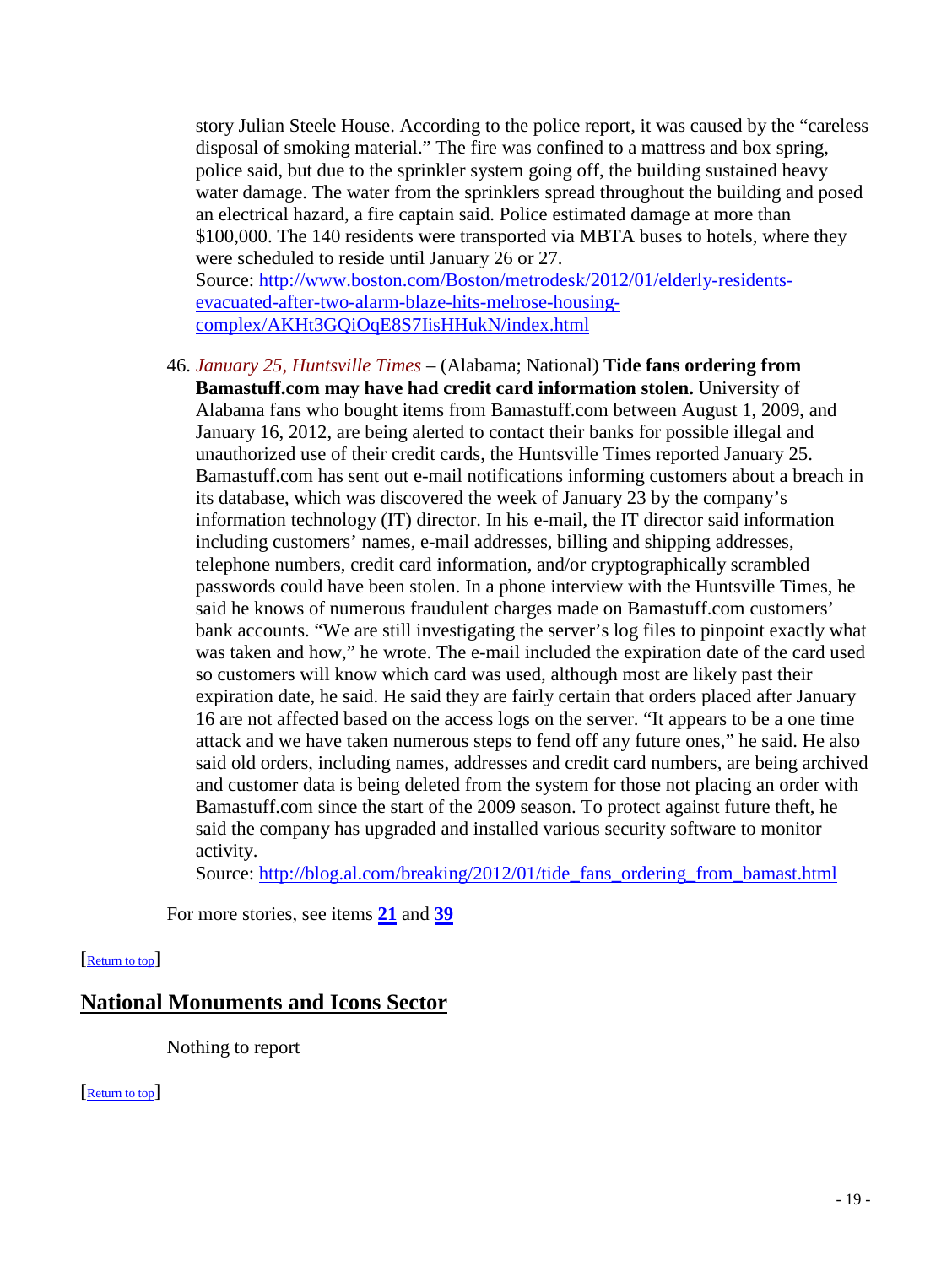story Julian Steele House. According to the police report, it was caused by the "careless disposal of smoking material." The fire was confined to a mattress and box spring, police said, but due to the sprinkler system going off, the building sustained heavy water damage. The water from the sprinklers spread throughout the building and posed an electrical hazard, a fire captain said. Police estimated damage at more than $100,000. The 140 residents were transported via MBTA buses to hotels, where they were scheduled to reside until January 26 or 27.
Source: [http://www.boston.com/Boston/metrodesk/2012/01/elderly-residents-evacuated-after-two-alarm-blaze-hits-melrose-housing-complex/AKHt3GQiOqE8S7IisHHukN/index.html](http://www.boston.com/Boston/metrodesk/2012/01/elderly-residents-evacuated-after-two-alarm-blaze-hits-melrose-housing-complex/AKHt3GQiOqE8S7IisHHukN/index.html)

46. *January 25, Huntsville Times* – (Alabama; National) **Tide fans ordering from Bamastuff.com may have had credit card information stolen.** University of Alabama fans who bought items from Bamastuff.com between August 1, 2009, and January 16, 2012, are being alerted to contact their banks for possible illegal and unauthorized use of their credit cards, the Huntsville Times reported January 25. Bamastuff.com has sent out e-mail notifications informing customers about a breach in its database, which was discovered the week of January 23 by the company's information technology (IT) director. In his e-mail, the IT director said information including customers' names, e-mail addresses, billing and shipping addresses, telephone numbers, credit card information, and/or cryptographically scrambled passwords could have been stolen. In a phone interview with the Huntsville Times, he said he knows of numerous fraudulent charges made on Bamastuff.com customers' bank accounts. "We are still investigating the server's log files to pinpoint exactly what was taken and how," he wrote. The e-mail included the expiration date of the card used so customers will know which card was used, although most are likely past their expiration date, he said. He said they are fairly certain that orders placed after January 16 are not affected based on the access logs on the server. "It appears to be a one time attack and we have taken numerous steps to fend off any future ones," he said. He also said old orders, including names, addresses and credit card numbers, are being archived and customer data is being deleted from the system for those not placing an order with Bamastuff.com since the start of the 2009 season. To protect against future theft, he said the company has upgraded and installed various security software to monitor activity.
Source: [http://blog.al.com/breaking/2012/01/tide_fans_ordering_from_bamast.html](http://blog.al.com/breaking/2012/01/tide_fans_ordering_from_bamast.html)

For more stories, see items **21** and **39**

[Return to top]

## National Monuments and Icons Sector

Nothing to report

[Return to top]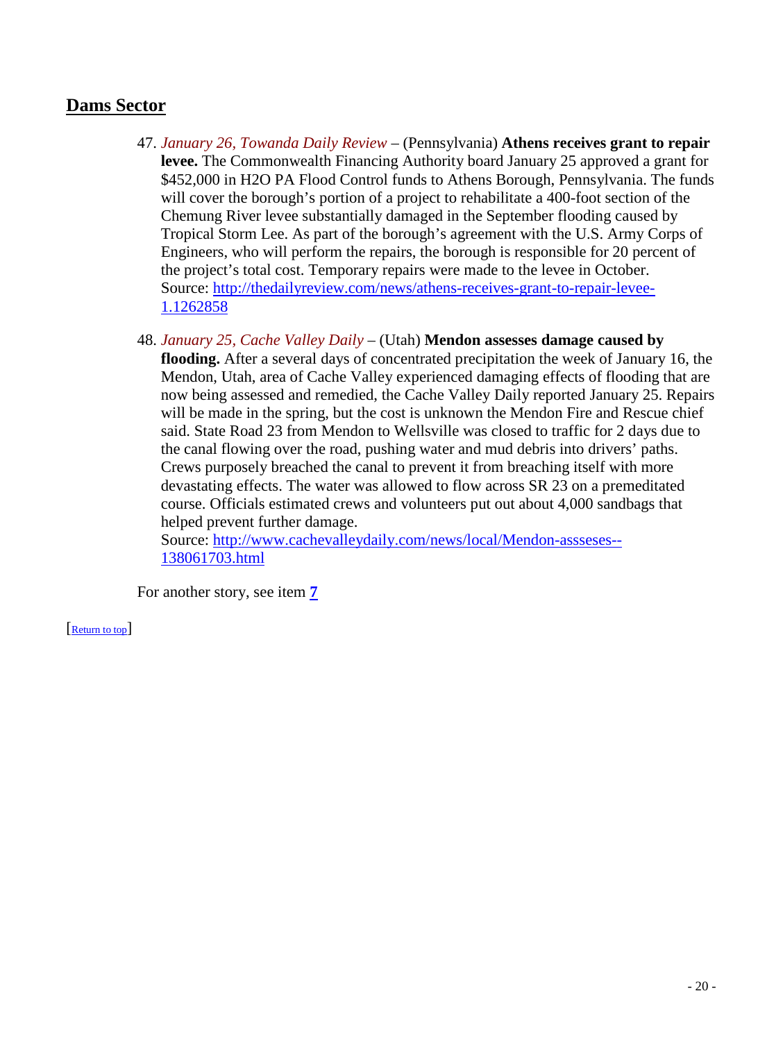## Dams Sector

47. *January 26, Towanda Daily Review* – (Pennsylvania) **Athens receives grant to repair levee.** The Commonwealth Financing Authority board January 25 approved a grant for $452,000 in H2O PA Flood Control funds to Athens Borough, Pennsylvania. The funds will cover the borough's portion of a project to rehabilitate a 400-foot section of the Chemung River levee substantially damaged in the September flooding caused by Tropical Storm Lee. As part of the borough's agreement with the U.S. Army Corps of Engineers, who will perform the repairs, the borough is responsible for 20 percent of the project's total cost. Temporary repairs were made to the levee in October.
    Source: http://thedailyreview.com/news/athens-receives-grant-to-repair-levee-1.1262858

48. *January 25, Cache Valley Daily* – (Utah) **Mendon assesses damage caused by flooding.** After a several days of concentrated precipitation the week of January 16, the Mendon, Utah, area of Cache Valley experienced damaging effects of flooding that are now being assessed and remedied, the Cache Valley Daily reported January 25. Repairs will be made in the spring, but the cost is unknown the Mendon Fire and Rescue chief said. State Road 23 from Mendon to Wellsville was closed to traffic for 2 days due to the canal flowing over the road, pushing water and mud debris into drivers' paths. Crews purposely breached the canal to prevent it from breaching itself with more devastating effects. The water was allowed to flow across SR 23 on a premeditated course. Officials estimated crews and volunteers put out about 4,000 sandbags that helped prevent further damage.
    Source: http://www.cachevalleydaily.com/news/local/Mendon-asssess--138061703.html

For another story, see item **7**

[Return to top]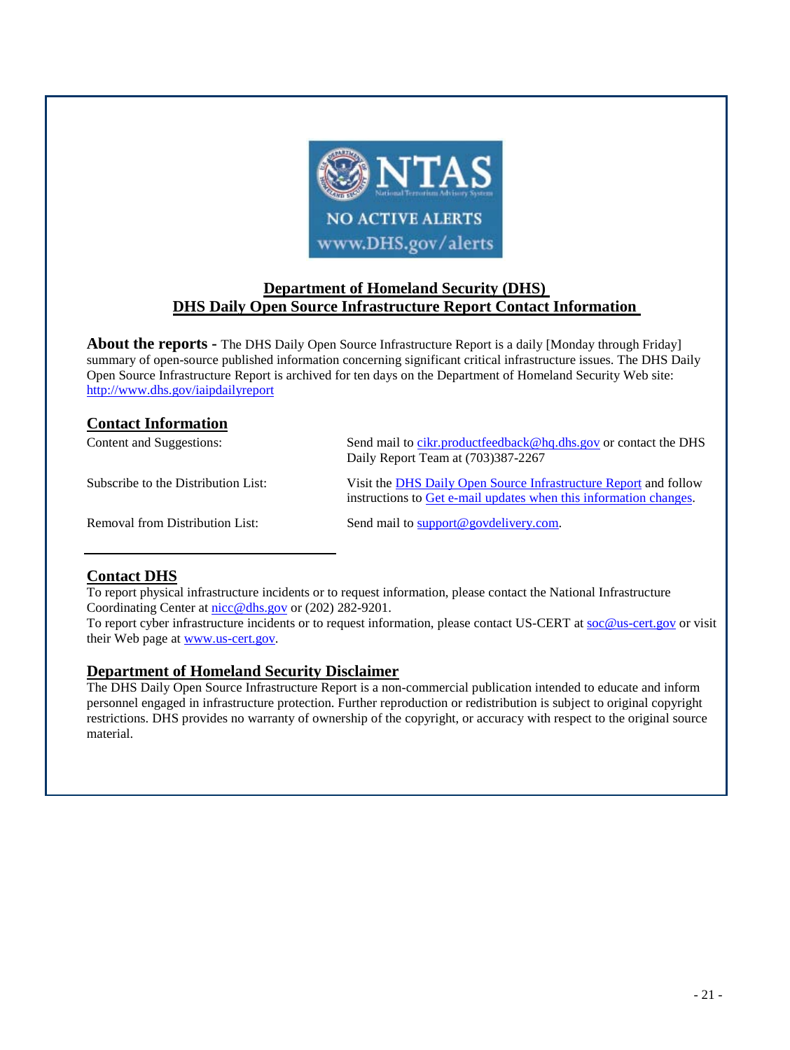NTAS
National Terrorism Advisory System
NO ACTIVE ALERTS
www.DHS.gov/alerts

## Department of Homeland Security (DHS)
## DHS Daily Open Source Infrastructure Report Contact Information

**About the reports -** The DHS Daily Open Source Infrastructure Report is a daily [Monday through Friday] summary of open-source published information concerning significant critical infrastructure issues. The DHS Daily Open Source Infrastructure Report is archived for ten days on the Department of Homeland Security Web site: http://www.dhs.gov/iaipdailyreport

### Contact Information

| | |
|---|---|
| Content and Suggestions: | Send mail to cikr.productfeedback@hq.dhs.gov or contact the DHS Daily Report Team at (703)387-2267 |
| Subscribe to the Distribution List: | Visit the DHS Daily Open Source Infrastructure Report and follow instructions to Get e-mail updates when this information changes. |
| Removal from Distribution List: | Send mail to support@govdelivery.com. |

### Contact DHS

To report physical infrastructure incidents or to request information, please contact the National Infrastructure Coordinating Center at nicc@dhs.gov or (202) 282-9201.
To report cyber infrastructure incidents or to request information, please contact US-CERT at soc@us-cert.gov or visit their Web page at www.us-cert.gov.

### Department of Homeland Security Disclaimer

The DHS Daily Open Source Infrastructure Report is a non-commercial publication intended to educate and inform personnel engaged in infrastructure protection. Further reproduction or redistribution is subject to original copyright restrictions. DHS provides no warranty of ownership of the copyright, or accuracy with respect to the original source material.